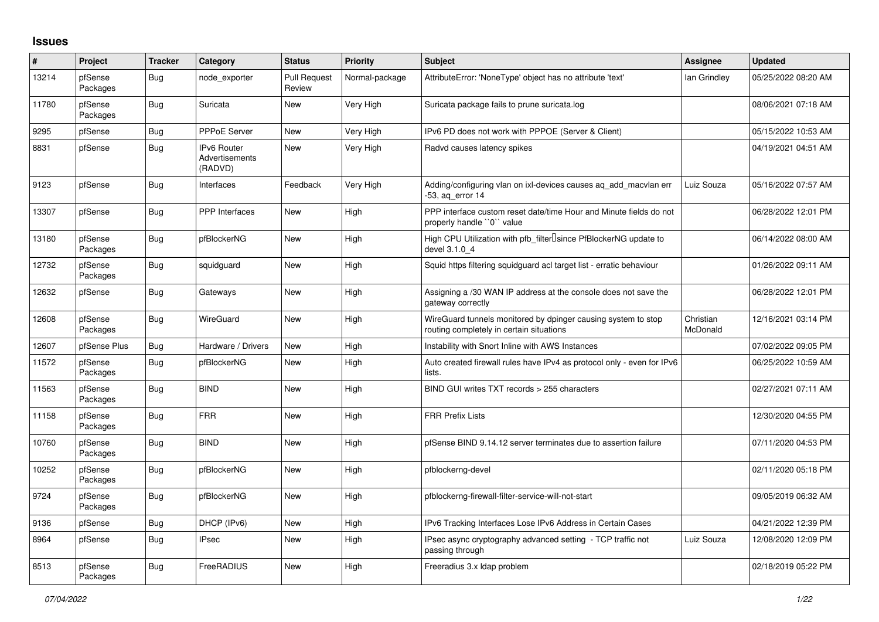# Issues

| # | Project | Tracker | Category | Status | Priority | Subject | Assignee | Updated |
|---|---|---|---|---|---|---|---|---|
| 13214 | pfSense Packages | Bug | node_exporter | Pull Request Review | Normal-package | AttributeError: 'NoneType' object has no attribute 'text' | Ian Grindley | 05/25/2022 08:20 AM |
| 11780 | pfSense Packages | Bug | Suricata | New | Very High | Suricata package fails to prune suricata.log | | 08/06/2021 07:18 AM |
| 9295 | pfSense | Bug | PPPoE Server | New | Very High | IPv6 PD does not work with PPPOE (Server & Client) | | 05/15/2022 10:53 AM |
| 8831 | pfSense | Bug | IPv6 Router Advertisements (RADVD) | New | Very High | Radvd causes latency spikes | | 04/19/2021 04:51 AM |
| 9123 | pfSense | Bug | Interfaces | Feedback | Very High | Adding/configuring vlan on ixl-devices causes aq_add_macvlan err -53, aq_error 14 | Luiz Souza | 05/16/2022 07:57 AM |
| 13307 | pfSense | Bug | PPP Interfaces | New | High | PPP interface custom reset date/time Hour and Minute fields do not properly handle ``0`` value | | 06/28/2022 12:01 PM |
| 13180 | pfSense Packages | Bug | pfBlockerNG | New | High | High CPU Utilization with pfb_filter since PfBlockerNG update to devel 3.1.0_4 | | 06/14/2022 08:00 AM |
| 12732 | pfSense Packages | Bug | squidguard | New | High | Squid https filtering squidguard acl target list - erratic behaviour | | 01/26/2022 09:11 AM |
| 12632 | pfSense | Bug | Gateways | New | High | Assigning a /30 WAN IP address at the console does not save the gateway correctly | | 06/28/2022 12:01 PM |
| 12608 | pfSense Packages | Bug | WireGuard | New | High | WireGuard tunnels monitored by dpinger causing system to stop routing completely in certain situations | Christian McDonald | 12/16/2021 03:14 PM |
| 12607 | pfSense Plus | Bug | Hardware / Drivers | New | High | Instability with Snort Inline with AWS Instances | | 07/02/2022 09:05 PM |
| 11572 | pfSense Packages | Bug | pfBlockerNG | New | High | Auto created firewall rules have IPv4 as protocol only - even for IPv6 lists. | | 06/25/2022 10:59 AM |
| 11563 | pfSense Packages | Bug | BIND | New | High | BIND GUI writes TXT records > 255 characters | | 02/27/2021 07:11 AM |
| 11158 | pfSense Packages | Bug | FRR | New | High | FRR Prefix Lists | | 12/30/2020 04:55 PM |
| 10760 | pfSense Packages | Bug | BIND | New | High | pfSense BIND 9.14.12 server terminates due to assertion failure | | 07/11/2020 04:53 PM |
| 10252 | pfSense Packages | Bug | pfBlockerNG | New | High | pfblockerng-devel | | 02/11/2020 05:18 PM |
| 9724 | pfSense Packages | Bug | pfBlockerNG | New | High | pfblockerng-firewall-filter-service-will-not-start | | 09/05/2019 06:32 AM |
| 9136 | pfSense | Bug | DHCP (IPv6) | New | High | IPv6 Tracking Interfaces Lose IPv6 Address in Certain Cases | | 04/21/2022 12:39 PM |
| 8964 | pfSense | Bug | IPsec | New | High | IPsec async cryptography advanced setting - TCP traffic not passing through | Luiz Souza | 12/08/2020 12:09 PM |
| 8513 | pfSense Packages | Bug | FreeRADIUS | New | High | Freeradius 3.x ldap problem | | 02/18/2019 05:22 PM |

*07/04/2022*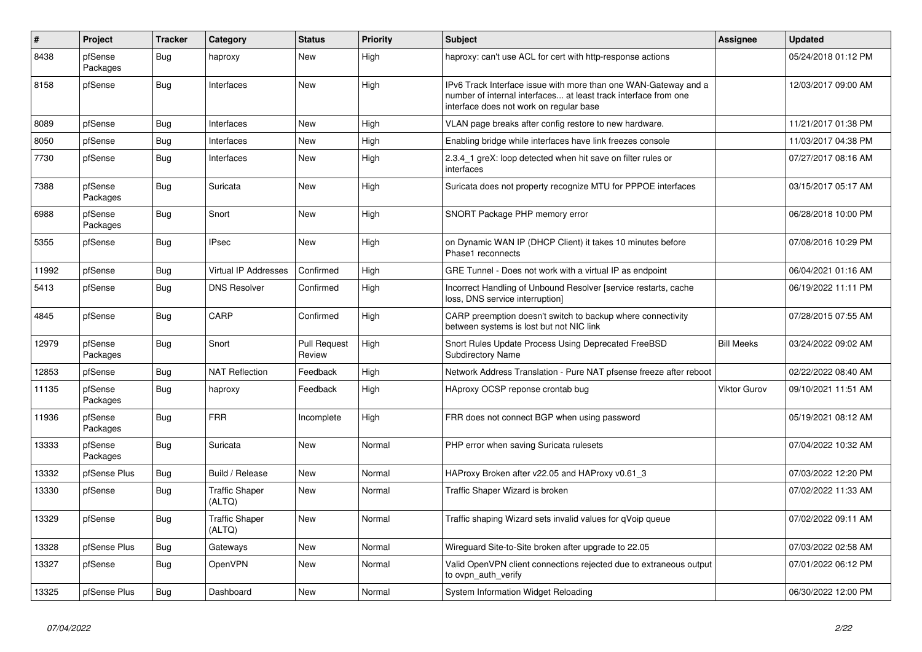| # | Project | Tracker | Category | Status | Priority | Subject | Assignee | Updated |
| --- | --- | --- | --- | --- | --- | --- | --- | --- |
| 8438 | pfSense Packages | Bug | haproxy | New | High | haproxy: can't use ACL for cert with http-response actions | | 05/24/2018 01:12 PM |
| 8158 | pfSense | Bug | Interfaces | New | High | IPv6 Track Interface issue with more than one WAN-Gateway and a number of internal interfaces... at least track interface from one interface does not work on regular base | | 12/03/2017 09:00 AM |
| 8089 | pfSense | Bug | Interfaces | New | High | VLAN page breaks after config restore to new hardware. | | 11/21/2017 01:38 PM |
| 8050 | pfSense | Bug | Interfaces | New | High | Enabling bridge while interfaces have link freezes console | | 11/03/2017 04:38 PM |
| 7730 | pfSense | Bug | Interfaces | New | High | 2.3.4_1 greX: loop detected when hit save on filter rules or interfaces | | 07/27/2017 08:16 AM |
| 7388 | pfSense Packages | Bug | Suricata | New | High | Suricata does not property recognize MTU for PPPOE interfaces | | 03/15/2017 05:17 AM |
| 6988 | pfSense Packages | Bug | Snort | New | High | SNORT Package PHP memory error | | 06/28/2018 10:00 PM |
| 5355 | pfSense | Bug | IPsec | New | High | on Dynamic WAN IP (DHCP Client) it takes 10 minutes before Phase1 reconnects | | 07/08/2016 10:29 PM |
| 11992 | pfSense | Bug | Virtual IP Addresses | Confirmed | High | GRE Tunnel - Does not work with a virtual IP as endpoint | | 06/04/2021 01:16 AM |
| 5413 | pfSense | Bug | DNS Resolver | Confirmed | High | Incorrect Handling of Unbound Resolver [service restarts, cache loss, DNS service interruption] | | 06/19/2022 11:11 PM |
| 4845 | pfSense | Bug | CARP | Confirmed | High | CARP preemption doesn't switch to backup where connectivity between systems is lost but not NIC link | | 07/28/2015 07:55 AM |
| 12979 | pfSense Packages | Bug | Snort | Pull Request Review | High | Snort Rules Update Process Using Deprecated FreeBSD Subdirectory Name | Bill Meeks | 03/24/2022 09:02 AM |
| 12853 | pfSense | Bug | NAT Reflection | Feedback | High | Network Address Translation - Pure NAT pfsense freeze after reboot | | 02/22/2022 08:40 AM |
| 11135 | pfSense Packages | Bug | haproxy | Feedback | High | HAproxy OCSP reponse crontab bug | Viktor Gurov | 09/10/2021 11:51 AM |
| 11936 | pfSense Packages | Bug | FRR | Incomplete | High | FRR does not connect BGP when using password | | 05/19/2021 08:12 AM |
| 13333 | pfSense Packages | Bug | Suricata | New | Normal | PHP error when saving Suricata rulesets | | 07/04/2022 10:32 AM |
| 13332 | pfSense Plus | Bug | Build / Release | New | Normal | HAProxy Broken after v22.05 and HAProxy v0.61_3 | | 07/03/2022 12:20 PM |
| 13330 | pfSense | Bug | Traffic Shaper (ALTQ) | New | Normal | Traffic Shaper Wizard is broken | | 07/02/2022 11:33 AM |
| 13329 | pfSense | Bug | Traffic Shaper (ALTQ) | New | Normal | Traffic shaping Wizard sets invalid values for qVoip queue | | 07/02/2022 09:11 AM |
| 13328 | pfSense Plus | Bug | Gateways | New | Normal | Wireguard Site-to-Site broken after upgrade to 22.05 | | 07/03/2022 02:58 AM |
| 13327 | pfSense | Bug | OpenVPN | New | Normal | Valid OpenVPN client connections rejected due to extraneous output to ovpn_auth_verify | | 07/01/2022 06:12 PM |
| 13325 | pfSense Plus | Bug | Dashboard | New | Normal | System Information Widget Reloading | | 06/30/2022 12:00 PM |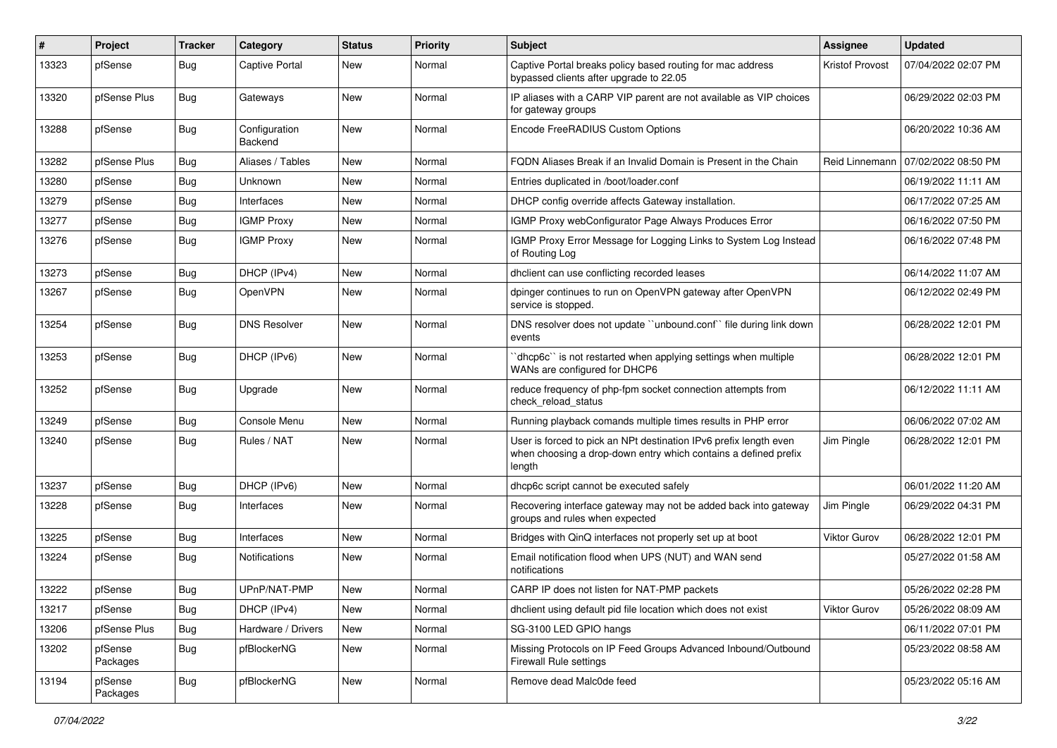| # | Project | Tracker | Category | Status | Priority | Subject | Assignee | Updated |
|---|---|---|---|---|---|---|---|---|
| 13323 | pfSense | Bug | Captive Portal | New | Normal | Captive Portal breaks policy based routing for mac address bypassed clients after upgrade to 22.05 | Kristof Provost | 07/04/2022 02:07 PM |
| 13320 | pfSense Plus | Bug | Gateways | New | Normal | IP aliases with a CARP VIP parent are not available as VIP choices for gateway groups | | 06/29/2022 02:03 PM |
| 13288 | pfSense | Bug | Configuration Backend | New | Normal | Encode FreeRADIUS Custom Options | | 06/20/2022 10:36 AM |
| 13282 | pfSense Plus | Bug | Aliases / Tables | New | Normal | FQDN Aliases Break if an Invalid Domain is Present in the Chain | Reid Linnemann | 07/02/2022 08:50 PM |
| 13280 | pfSense | Bug | Unknown | New | Normal | Entries duplicated in /boot/loader.conf | | 06/19/2022 11:11 AM |
| 13279 | pfSense | Bug | Interfaces | New | Normal | DHCP config override affects Gateway installation. | | 06/17/2022 07:25 AM |
| 13277 | pfSense | Bug | IGMP Proxy | New | Normal | IGMP Proxy webConfigurator Page Always Produces Error | | 06/16/2022 07:50 PM |
| 13276 | pfSense | Bug | IGMP Proxy | New | Normal | IGMP Proxy Error Message for Logging Links to System Log Instead of Routing Log | | 06/16/2022 07:48 PM |
| 13273 | pfSense | Bug | DHCP (IPv4) | New | Normal | dhclient can use conflicting recorded leases | | 06/14/2022 11:07 AM |
| 13267 | pfSense | Bug | OpenVPN | New | Normal | dpinger continues to run on OpenVPN gateway after OpenVPN service is stopped. | | 06/12/2022 02:49 PM |
| 13254 | pfSense | Bug | DNS Resolver | New | Normal | DNS resolver does not update ``unbound.conf`` file during link down events | | 06/28/2022 12:01 PM |
| 13253 | pfSense | Bug | DHCP (IPv6) | New | Normal | ``dhcp6c`` is not restarted when applying settings when multiple WANs are configured for DHCP6 | | 06/28/2022 12:01 PM |
| 13252 | pfSense | Bug | Upgrade | New | Normal | reduce frequency of php-fpm socket connection attempts from check_reload_status | | 06/12/2022 11:11 AM |
| 13249 | pfSense | Bug | Console Menu | New | Normal | Running playback comands multiple times results in PHP error | | 06/06/2022 07:02 AM |
| 13240 | pfSense | Bug | Rules / NAT | New | Normal | User is forced to pick an NPt destination IPv6 prefix length even when choosing a drop-down entry which contains a defined prefix length | Jim Pingle | 06/28/2022 12:01 PM |
| 13237 | pfSense | Bug | DHCP (IPv6) | New | Normal | dhcp6c script cannot be executed safely | | 06/01/2022 11:20 AM |
| 13228 | pfSense | Bug | Interfaces | New | Normal | Recovering interface gateway may not be added back into gateway groups and rules when expected | Jim Pingle | 06/29/2022 04:31 PM |
| 13225 | pfSense | Bug | Interfaces | New | Normal | Bridges with QinQ interfaces not properly set up at boot | Viktor Gurov | 06/28/2022 12:01 PM |
| 13224 | pfSense | Bug | Notifications | New | Normal | Email notification flood when UPS (NUT) and WAN send notifications | | 05/27/2022 01:58 AM |
| 13222 | pfSense | Bug | UPnP/NAT-PMP | New | Normal | CARP IP does not listen for NAT-PMP packets | | 05/26/2022 02:28 PM |
| 13217 | pfSense | Bug | DHCP (IPv4) | New | Normal | dhclient using default pid file location which does not exist | Viktor Gurov | 05/26/2022 08:09 AM |
| 13206 | pfSense Plus | Bug | Hardware / Drivers | New | Normal | SG-3100 LED GPIO hangs | | 06/11/2022 07:01 PM |
| 13202 | pfSense Packages | Bug | pfBlockerNG | New | Normal | Missing Protocols on IP Feed Groups Advanced Inbound/Outbound Firewall Rule settings | | 05/23/2022 08:58 AM |
| 13194 | pfSense Packages | Bug | pfBlockerNG | New | Normal | Remove dead Malc0de feed | | 05/23/2022 05:16 AM |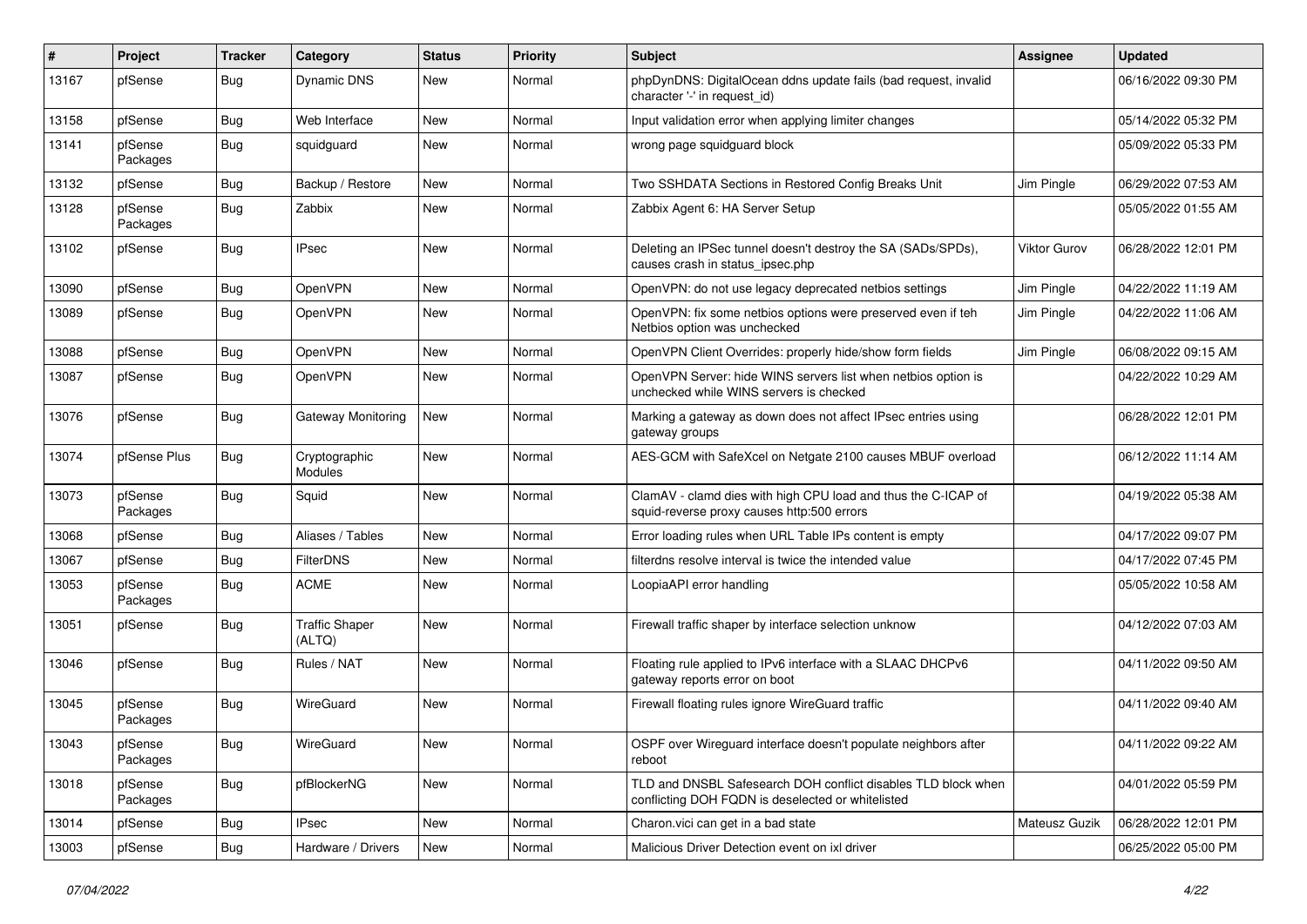| # | Project | Tracker | Category | Status | Priority | Subject | Assignee | Updated |
|---|---|---|---|---|---|---|---|---|
| 13167 | pfSense | Bug | Dynamic DNS | New | Normal | phpDynDNS: DigitalOcean ddns update fails (bad request, invalid character '-' in request_id) | | 06/16/2022 09:30 PM |
| 13158 | pfSense | Bug | Web Interface | New | Normal | Input validation error when applying limiter changes | | 05/14/2022 05:32 PM |
| 13141 | pfSense Packages | Bug | squidguard | New | Normal | wrong page squidguard block | | 05/09/2022 05:33 PM |
| 13132 | pfSense | Bug | Backup / Restore | New | Normal | Two SSHDATA Sections in Restored Config Breaks Unit | Jim Pingle | 06/29/2022 07:53 AM |
| 13128 | pfSense Packages | Bug | Zabbix | New | Normal | Zabbix Agent 6: HA Server Setup | | 05/05/2022 01:55 AM |
| 13102 | pfSense | Bug | IPsec | New | Normal | Deleting an IPSec tunnel doesn't destroy the SA (SADs/SPDs), causes crash in status_ipsec.php | Viktor Gurov | 06/28/2022 12:01 PM |
| 13090 | pfSense | Bug | OpenVPN | New | Normal | OpenVPN: do not use legacy deprecated netbios settings | Jim Pingle | 04/22/2022 11:19 AM |
| 13089 | pfSense | Bug | OpenVPN | New | Normal | OpenVPN: fix some netbios options were preserved even if teh Netbios option was unchecked | Jim Pingle | 04/22/2022 11:06 AM |
| 13088 | pfSense | Bug | OpenVPN | New | Normal | OpenVPN Client Overrides: properly hide/show form fields | Jim Pingle | 06/08/2022 09:15 AM |
| 13087 | pfSense | Bug | OpenVPN | New | Normal | OpenVPN Server: hide WINS servers list when netbios option is unchecked while WINS servers is checked | | 04/22/2022 10:29 AM |
| 13076 | pfSense | Bug | Gateway Monitoring | New | Normal | Marking a gateway as down does not affect IPsec entries using gateway groups | | 06/28/2022 12:01 PM |
| 13074 | pfSense Plus | Bug | Cryptographic Modules | New | Normal | AES-GCM with SafeXcel on Netgate 2100 causes MBUF overload | | 06/12/2022 11:14 AM |
| 13073 | pfSense Packages | Bug | Squid | New | Normal | ClamAV - clamd dies with high CPU load and thus the C-ICAP of squid-reverse proxy causes http:500 errors | | 04/19/2022 05:38 AM |
| 13068 | pfSense | Bug | Aliases / Tables | New | Normal | Error loading rules when URL Table IPs content is empty | | 04/17/2022 09:07 PM |
| 13067 | pfSense | Bug | FilterDNS | New | Normal | filterdns resolve interval is twice the intended value | | 04/17/2022 07:45 PM |
| 13053 | pfSense Packages | Bug | ACME | New | Normal | LoopiaAPI error handling | | 05/05/2022 10:58 AM |
| 13051 | pfSense | Bug | Traffic Shaper (ALTQ) | New | Normal | Firewall traffic shaper by interface selection unknow | | 04/12/2022 07:03 AM |
| 13046 | pfSense | Bug | Rules / NAT | New | Normal | Floating rule applied to IPv6 interface with a SLAAC DHCPv6 gateway reports error on boot | | 04/11/2022 09:50 AM |
| 13045 | pfSense Packages | Bug | WireGuard | New | Normal | Firewall floating rules ignore WireGuard traffic | | 04/11/2022 09:40 AM |
| 13043 | pfSense Packages | Bug | WireGuard | New | Normal | OSPF over Wireguard interface doesn't populate neighbors after reboot | | 04/11/2022 09:22 AM |
| 13018 | pfSense Packages | Bug | pfBlockerNG | New | Normal | TLD and DNSBL Safesearch DOH conflict disables TLD block when conflicting DOH FQDN is deselected or whitelisted | | 04/01/2022 05:59 PM |
| 13014 | pfSense | Bug | IPsec | New | Normal | Charon.vici can get in a bad state | Mateusz Guzik | 06/28/2022 12:01 PM |
| 13003 | pfSense | Bug | Hardware / Drivers | New | Normal | Malicious Driver Detection event on ixl driver | | 06/25/2022 05:00 PM |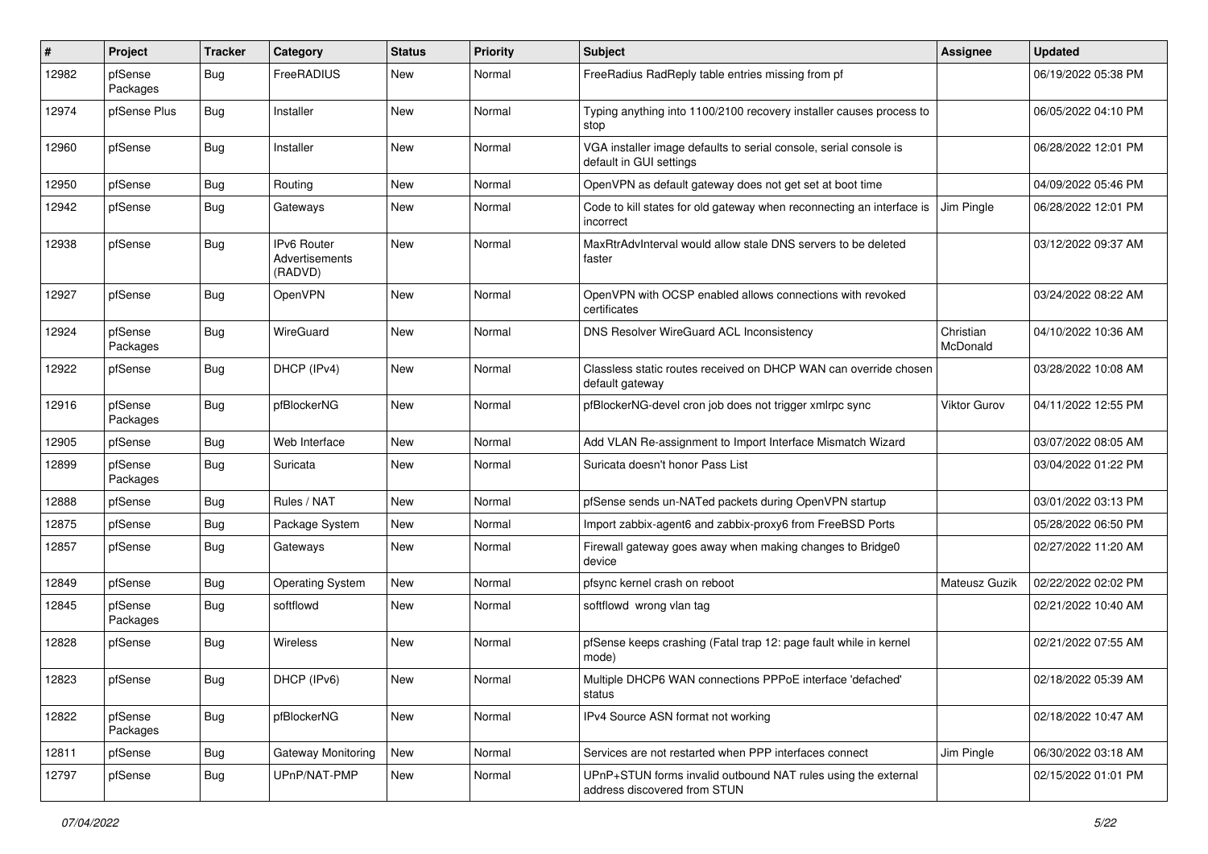| # | Project | Tracker | Category | Status | Priority | Subject | Assignee | Updated |
|---|---|---|---|---|---|---|---|---|
| 12982 | pfSense Packages | Bug | FreeRADIUS | New | Normal | FreeRadius RadReply table entries missing from pf | | 06/19/2022 05:38 PM |
| 12974 | pfSense Plus | Bug | Installer | New | Normal | Typing anything into 1100/2100 recovery installer causes process to stop | | 06/05/2022 04:10 PM |
| 12960 | pfSense | Bug | Installer | New | Normal | VGA installer image defaults to serial console, serial console is default in GUI settings | | 06/28/2022 12:01 PM |
| 12950 | pfSense | Bug | Routing | New | Normal | OpenVPN as default gateway does not get set at boot time | | 04/09/2022 05:46 PM |
| 12942 | pfSense | Bug | Gateways | New | Normal | Code to kill states for old gateway when reconnecting an interface is incorrect | Jim Pingle | 06/28/2022 12:01 PM |
| 12938 | pfSense | Bug | IPv6 Router Advertisements (RADVD) | New | Normal | MaxRtrAdvInterval would allow stale DNS servers to be deleted faster | | 03/12/2022 09:37 AM |
| 12927 | pfSense | Bug | OpenVPN | New | Normal | OpenVPN with OCSP enabled allows connections with revoked certificates | | 03/24/2022 08:22 AM |
| 12924 | pfSense Packages | Bug | WireGuard | New | Normal | DNS Resolver WireGuard ACL Inconsistency | Christian McDonald | 04/10/2022 10:36 AM |
| 12922 | pfSense | Bug | DHCP (IPv4) | New | Normal | Classless static routes received on DHCP WAN can override chosen default gateway | | 03/28/2022 10:08 AM |
| 12916 | pfSense Packages | Bug | pfBlockerNG | New | Normal | pfBlockerNG-devel cron job does not trigger xmlrpc sync | Viktor Gurov | 04/11/2022 12:55 PM |
| 12905 | pfSense | Bug | Web Interface | New | Normal | Add VLAN Re-assignment to Import Interface Mismatch Wizard | | 03/07/2022 08:05 AM |
| 12899 | pfSense Packages | Bug | Suricata | New | Normal | Suricata doesn't honor Pass List | | 03/04/2022 01:22 PM |
| 12888 | pfSense | Bug | Rules / NAT | New | Normal | pfSense sends un-NATed packets during OpenVPN startup | | 03/01/2022 03:13 PM |
| 12875 | pfSense | Bug | Package System | New | Normal | Import zabbix-agent6 and zabbix-proxy6 from FreeBSD Ports | | 05/28/2022 06:50 PM |
| 12857 | pfSense | Bug | Gateways | New | Normal | Firewall gateway goes away when making changes to Bridge0 device | | 02/27/2022 11:20 AM |
| 12849 | pfSense | Bug | Operating System | New | Normal | pfsync kernel crash on reboot | Mateusz Guzik | 02/22/2022 02:02 PM |
| 12845 | pfSense Packages | Bug | softflowd | New | Normal | softflowd wrong vlan tag | | 02/21/2022 10:40 AM |
| 12828 | pfSense | Bug | Wireless | New | Normal | pfSense keeps crashing (Fatal trap 12: page fault while in kernel mode) | | 02/21/2022 07:55 AM |
| 12823 | pfSense | Bug | DHCP (IPv6) | New | Normal | Multiple DHCP6 WAN connections PPPoE interface 'defached' status | | 02/18/2022 05:39 AM |
| 12822 | pfSense Packages | Bug | pfBlockerNG | New | Normal | IPv4 Source ASN format not working | | 02/18/2022 10:47 AM |
| 12811 | pfSense | Bug | Gateway Monitoring | New | Normal | Services are not restarted when PPP interfaces connect | Jim Pingle | 06/30/2022 03:18 AM |
| 12797 | pfSense | Bug | UPnP/NAT-PMP | New | Normal | UPnP+STUN forms invalid outbound NAT rules using the external address discovered from STUN | | 02/15/2022 01:01 PM |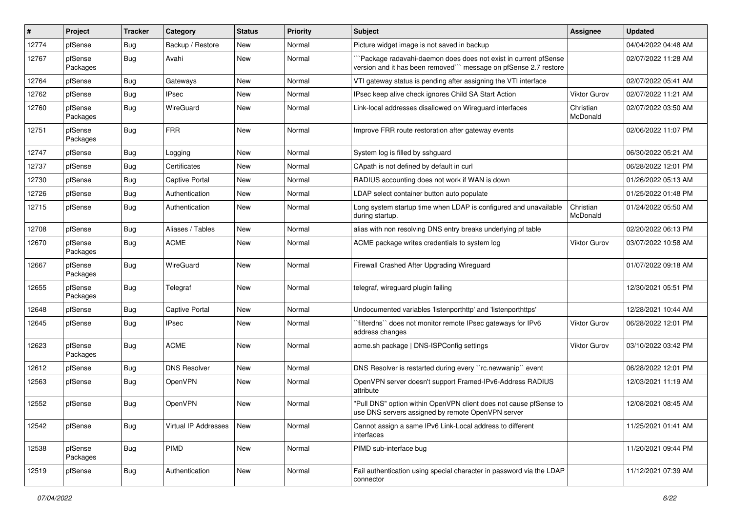| # | Project | Tracker | Category | Status | Priority | Subject | Assignee | Updated |
|---|---|---|---|---|---|---|---|---|
| 12774 | pfSense | Bug | Backup / Restore | New | Normal | Picture widget image is not saved in backup | | 04/04/2022 04:48 AM |
| 12767 | pfSense Packages | Bug | Avahi | New | Normal | ```Package radavahi-daemon does does not exist in current pfSense version and it has been removed``` message on pfSense 2.7 restore | | 02/07/2022 11:28 AM |
| 12764 | pfSense | Bug | Gateways | New | Normal | VTI gateway status is pending after assigning the VTI interface | | 02/07/2022 05:41 AM |
| 12762 | pfSense | Bug | IPsec | New | Normal | IPsec keep alive check ignores Child SA Start Action | Viktor Gurov | 02/07/2022 11:21 AM |
| 12760 | pfSense Packages | Bug | WireGuard | New | Normal | Link-local addresses disallowed on Wireguard interfaces | Christian McDonald | 02/07/2022 03:50 AM |
| 12751 | pfSense Packages | Bug | FRR | New | Normal | Improve FRR route restoration after gateway events | | 02/06/2022 11:07 PM |
| 12747 | pfSense | Bug | Logging | New | Normal | System log is filled by sshguard | | 06/30/2022 05:21 AM |
| 12737 | pfSense | Bug | Certificates | New | Normal | CApath is not defined by default in curl | | 06/28/2022 12:01 PM |
| 12730 | pfSense | Bug | Captive Portal | New | Normal | RADIUS accounting does not work if WAN is down | | 01/26/2022 05:13 AM |
| 12726 | pfSense | Bug | Authentication | New | Normal | LDAP select container button auto populate | | 01/25/2022 01:48 PM |
| 12715 | pfSense | Bug | Authentication | New | Normal | Long system startup time when LDAP is configured and unavailable during startup. | Christian McDonald | 01/24/2022 05:50 AM |
| 12708 | pfSense | Bug | Aliases / Tables | New | Normal | alias with non resolving DNS entry breaks underlying pf table | | 02/20/2022 06:13 PM |
| 12670 | pfSense Packages | Bug | ACME | New | Normal | ACME package writes credentials to system log | Viktor Gurov | 03/07/2022 10:58 AM |
| 12667 | pfSense Packages | Bug | WireGuard | New | Normal | Firewall Crashed After Upgrading Wireguard | | 01/07/2022 09:18 AM |
| 12655 | pfSense Packages | Bug | Telegraf | New | Normal | telegraf, wireguard plugin failing | | 12/30/2021 05:51 PM |
| 12648 | pfSense | Bug | Captive Portal | New | Normal | Undocumented variables 'listenporthttp' and 'listenporthttps' | | 12/28/2021 10:44 AM |
| 12645 | pfSense | Bug | IPsec | New | Normal | ``filterdns`` does not monitor remote IPsec gateways for IPv6 address changes | Viktor Gurov | 06/28/2022 12:01 PM |
| 12623 | pfSense Packages | Bug | ACME | New | Normal | acme.sh package \| DNS-ISPConfig settings | Viktor Gurov | 03/10/2022 03:42 PM |
| 12612 | pfSense | Bug | DNS Resolver | New | Normal | DNS Resolver is restarted during every ``rc.newwanip`` event | | 06/28/2022 12:01 PM |
| 12563 | pfSense | Bug | OpenVPN | New | Normal | OpenVPN server doesn't support Framed-IPv6-Address RADIUS attribute | | 12/03/2021 11:19 AM |
| 12552 | pfSense | Bug | OpenVPN | New | Normal | "Pull DNS" option within OpenVPN client does not cause pfSense to use DNS servers assigned by remote OpenVPN server | | 12/08/2021 08:45 AM |
| 12542 | pfSense | Bug | Virtual IP Addresses | New | Normal | Cannot assign a same IPv6 Link-Local address to different interfaces | | 11/25/2021 01:41 AM |
| 12538 | pfSense Packages | Bug | PIMD | New | Normal | PIMD sub-interface bug | | 11/20/2021 09:44 PM |
| 12519 | pfSense | Bug | Authentication | New | Normal | Fail authentication using special character in password via the LDAP connector | | 11/12/2021 07:39 AM |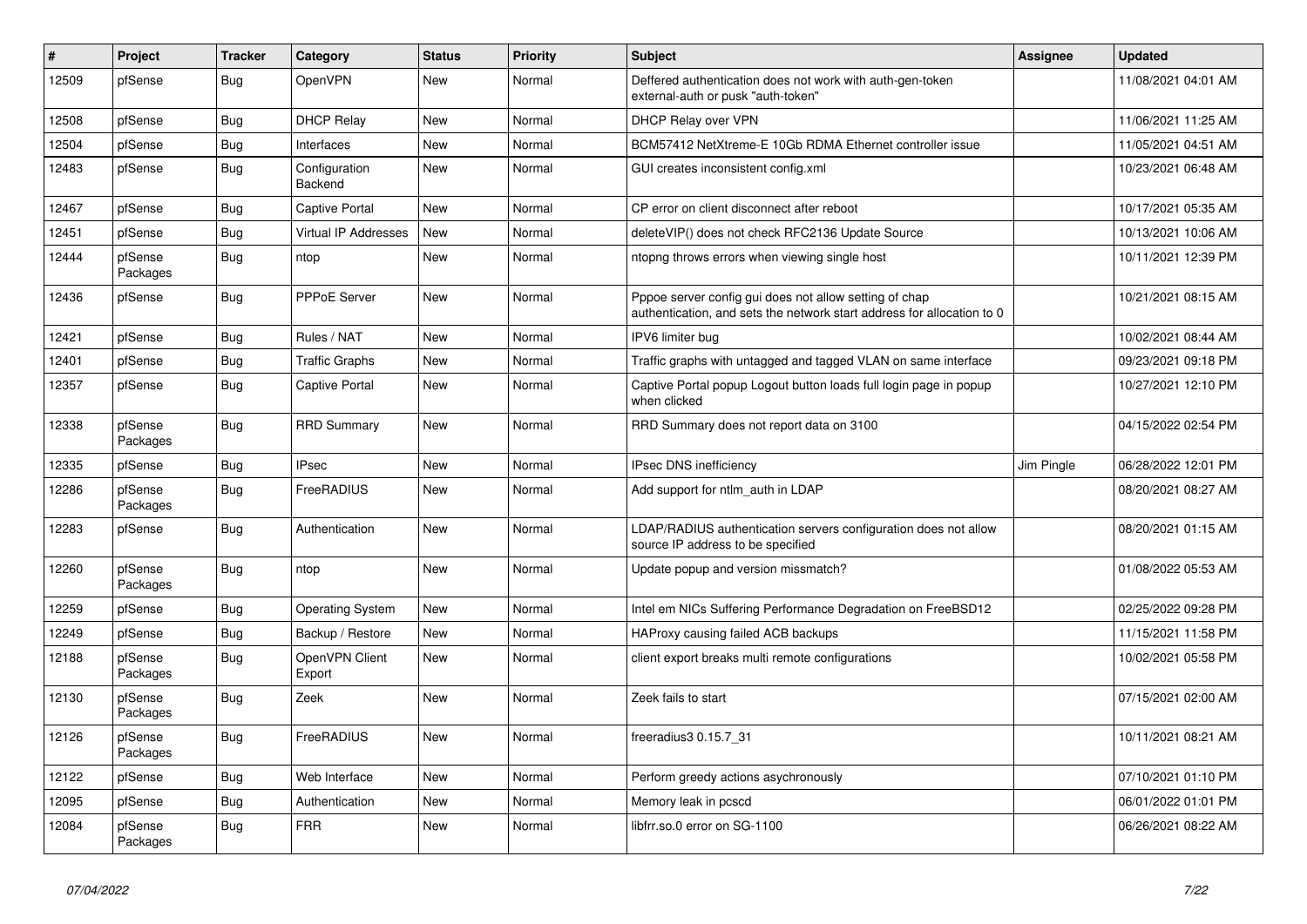| # | Project | Tracker | Category | Status | Priority | Subject | Assignee | Updated |
|---|---|---|---|---|---|---|---|---|
| 12509 | pfSense | Bug | OpenVPN | New | Normal | Deffered authentication does not work with auth-gen-token external-auth or pusk "auth-token" | | 11/08/2021 04:01 AM |
| 12508 | pfSense | Bug | DHCP Relay | New | Normal | DHCP Relay over VPN | | 11/06/2021 11:25 AM |
| 12504 | pfSense | Bug | Interfaces | New | Normal | BCM57412 NetXtreme-E 10Gb RDMA Ethernet controller issue | | 11/05/2021 04:51 AM |
| 12483 | pfSense | Bug | Configuration Backend | New | Normal | GUI creates inconsistent config.xml | | 10/23/2021 06:48 AM |
| 12467 | pfSense | Bug | Captive Portal | New | Normal | CP error on client disconnect after reboot | | 10/17/2021 05:35 AM |
| 12451 | pfSense | Bug | Virtual IP Addresses | New | Normal | deleteVIP() does not check RFC2136 Update Source | | 10/13/2021 10:06 AM |
| 12444 | pfSense Packages | Bug | ntop | New | Normal | ntopng throws errors when viewing single host | | 10/11/2021 12:39 PM |
| 12436 | pfSense | Bug | PPPoE Server | New | Normal | Pppoe server config gui does not allow setting of chap authentication, and sets the network start address for allocation to 0 | | 10/21/2021 08:15 AM |
| 12421 | pfSense | Bug | Rules / NAT | New | Normal | IPV6 limiter bug | | 10/02/2021 08:44 AM |
| 12401 | pfSense | Bug | Traffic Graphs | New | Normal | Traffic graphs with untagged and tagged VLAN on same interface | | 09/23/2021 09:18 PM |
| 12357 | pfSense | Bug | Captive Portal | New | Normal | Captive Portal popup Logout button loads full login page in popup when clicked | | 10/27/2021 12:10 PM |
| 12338 | pfSense Packages | Bug | RRD Summary | New | Normal | RRD Summary does not report data on 3100 | | 04/15/2022 02:54 PM |
| 12335 | pfSense | Bug | IPsec | New | Normal | IPsec DNS inefficiency | Jim Pingle | 06/28/2022 12:01 PM |
| 12286 | pfSense Packages | Bug | FreeRADIUS | New | Normal | Add support for ntlm_auth in LDAP | | 08/20/2021 08:27 AM |
| 12283 | pfSense | Bug | Authentication | New | Normal | LDAP/RADIUS authentication servers configuration does not allow source IP address to be specified | | 08/20/2021 01:15 AM |
| 12260 | pfSense Packages | Bug | ntop | New | Normal | Update popup and version missmatch? | | 01/08/2022 05:53 AM |
| 12259 | pfSense | Bug | Operating System | New | Normal | Intel em NICs Suffering Performance Degradation on FreeBSD12 | | 02/25/2022 09:28 PM |
| 12249 | pfSense | Bug | Backup / Restore | New | Normal | HAProxy causing failed ACB backups | | 11/15/2021 11:58 PM |
| 12188 | pfSense Packages | Bug | OpenVPN Client Export | New | Normal | client export breaks multi remote configurations | | 10/02/2021 05:58 PM |
| 12130 | pfSense Packages | Bug | Zeek | New | Normal | Zeek fails to start | | 07/15/2021 02:00 AM |
| 12126 | pfSense Packages | Bug | FreeRADIUS | New | Normal | freeradius3 0.15.7_31 | | 10/11/2021 08:21 AM |
| 12122 | pfSense | Bug | Web Interface | New | Normal | Perform greedy actions asychronously | | 07/10/2021 01:10 PM |
| 12095 | pfSense | Bug | Authentication | New | Normal | Memory leak in pcscd | | 06/01/2022 01:01 PM |
| 12084 | pfSense Packages | Bug | FRR | New | Normal | libfrr.so.0 error on SG-1100 | | 06/26/2021 08:22 AM |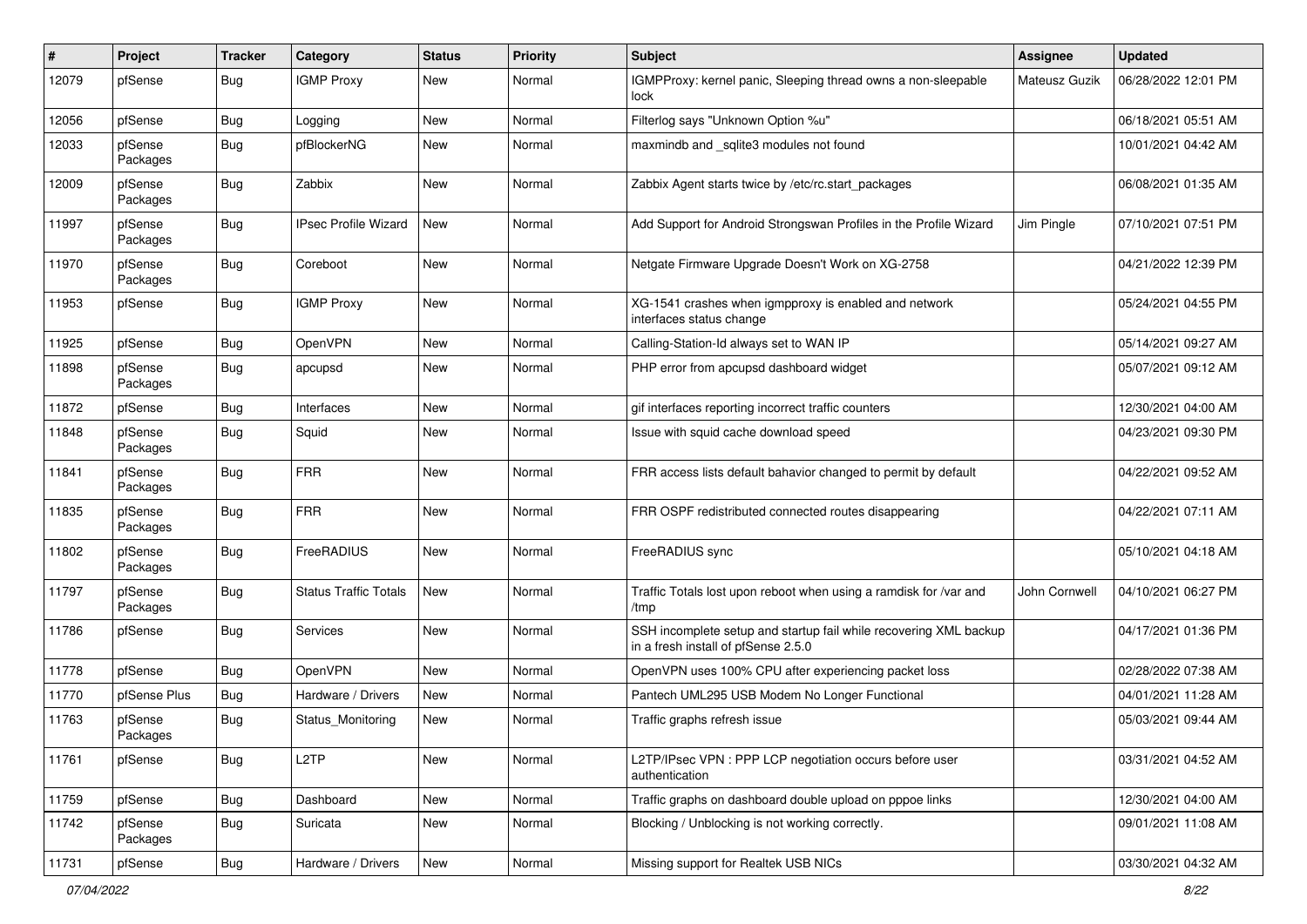| # | Project | Tracker | Category | Status | Priority | Subject | Assignee | Updated |
|---|---|---|---|---|---|---|---|---|
| 12079 | pfSense | Bug | IGMP Proxy | New | Normal | IGMPProxy: kernel panic, Sleeping thread owns a non-sleepable lock | Mateusz Guzik | 06/28/2022 12:01 PM |
| 12056 | pfSense | Bug | Logging | New | Normal | Filterlog says "Unknown Option %u" | | 06/18/2021 05:51 AM |
| 12033 | pfSense Packages | Bug | pfBlockerNG | New | Normal | maxmindb and _sqlite3 modules not found | | 10/01/2021 04:42 AM |
| 12009 | pfSense Packages | Bug | Zabbix | New | Normal | Zabbix Agent starts twice by /etc/rc.start_packages | | 06/08/2021 01:35 AM |
| 11997 | pfSense Packages | Bug | IPsec Profile Wizard | New | Normal | Add Support for Android Strongswan Profiles in the Profile Wizard | Jim Pingle | 07/10/2021 07:51 PM |
| 11970 | pfSense Packages | Bug | Coreboot | New | Normal | Netgate Firmware Upgrade Doesn't Work on XG-2758 | | 04/21/2022 12:39 PM |
| 11953 | pfSense | Bug | IGMP Proxy | New | Normal | XG-1541 crashes when igmpproxy is enabled and network interfaces status change | | 05/24/2021 04:55 PM |
| 11925 | pfSense | Bug | OpenVPN | New | Normal | Calling-Station-Id always set to WAN IP | | 05/14/2021 09:27 AM |
| 11898 | pfSense Packages | Bug | apcupsd | New | Normal | PHP error from apcupsd dashboard widget | | 05/07/2021 09:12 AM |
| 11872 | pfSense | Bug | Interfaces | New | Normal | gif interfaces reporting incorrect traffic counters | | 12/30/2021 04:00 AM |
| 11848 | pfSense Packages | Bug | Squid | New | Normal | Issue with squid cache download speed | | 04/23/2021 09:30 PM |
| 11841 | pfSense Packages | Bug | FRR | New | Normal | FRR access lists default bahavior changed to permit by default | | 04/22/2021 09:52 AM |
| 11835 | pfSense Packages | Bug | FRR | New | Normal | FRR OSPF redistributed connected routes disappearing | | 04/22/2021 07:11 AM |
| 11802 | pfSense Packages | Bug | FreeRADIUS | New | Normal | FreeRADIUS sync | | 05/10/2021 04:18 AM |
| 11797 | pfSense Packages | Bug | Status Traffic Totals | New | Normal | Traffic Totals lost upon reboot when using a ramdisk for /var and /tmp | John Cornwell | 04/10/2021 06:27 PM |
| 11786 | pfSense | Bug | Services | New | Normal | SSH incomplete setup and startup fail while recovering XML backup in a fresh install of pfSense 2.5.0 | | 04/17/2021 01:36 PM |
| 11778 | pfSense | Bug | OpenVPN | New | Normal | OpenVPN uses 100% CPU after experiencing packet loss | | 02/28/2022 07:38 AM |
| 11770 | pfSense Plus | Bug | Hardware / Drivers | New | Normal | Pantech UML295 USB Modem No Longer Functional | | 04/01/2021 11:28 AM |
| 11763 | pfSense Packages | Bug | Status_Monitoring | New | Normal | Traffic graphs refresh issue | | 05/03/2021 09:44 AM |
| 11761 | pfSense | Bug | L2TP | New | Normal | L2TP/IPsec VPN : PPP LCP negotiation occurs before user authentication | | 03/31/2021 04:52 AM |
| 11759 | pfSense | Bug | Dashboard | New | Normal | Traffic graphs on dashboard double upload on pppoe links | | 12/30/2021 04:00 AM |
| 11742 | pfSense Packages | Bug | Suricata | New | Normal | Blocking / Unblocking is not working correctly. | | 09/01/2021 11:08 AM |
| 11731 | pfSense | Bug | Hardware / Drivers | New | Normal | Missing support for Realtek USB NICs | | 03/30/2021 04:32 AM |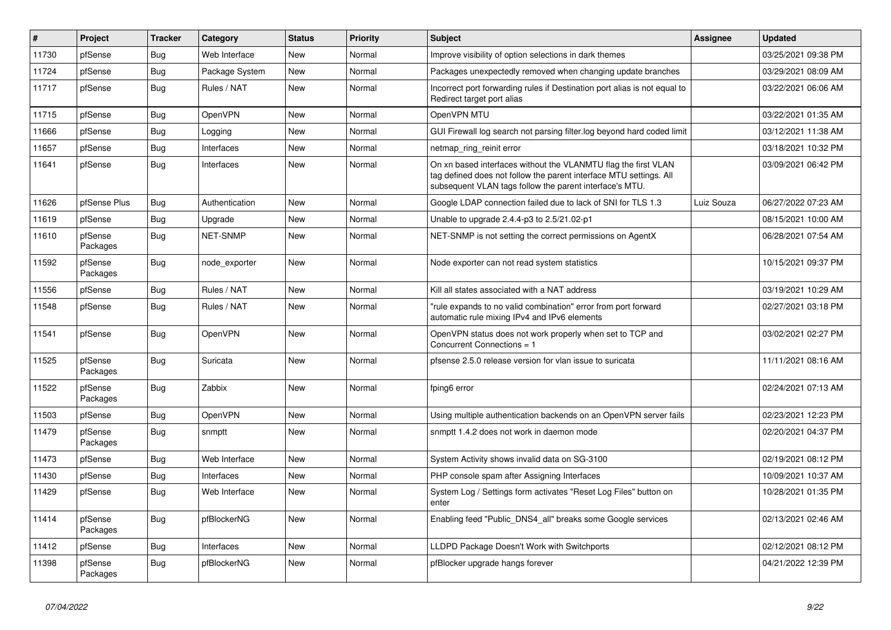| # | Project | Tracker | Category | Status | Priority | Subject | Assignee | Updated |
|---|---|---|---|---|---|---|---|---|
| 11730 | pfSense | Bug | Web Interface | New | Normal | Improve visibility of option selections in dark themes | | 03/25/2021 09:38 PM |
| 11724 | pfSense | Bug | Package System | New | Normal | Packages unexpectedly removed when changing update branches | | 03/29/2021 08:09 AM |
| 11717 | pfSense | Bug | Rules / NAT | New | Normal | Incorrect port forwarding rules if Destination port alias is not equal to Redirect target port alias | | 03/22/2021 06:06 AM |
| 11715 | pfSense | Bug | OpenVPN | New | Normal | OpenVPN MTU | | 03/22/2021 01:35 AM |
| 11666 | pfSense | Bug | Logging | New | Normal | GUI Firewall log search not parsing filter.log beyond hard coded limit | | 03/12/2021 11:38 AM |
| 11657 | pfSense | Bug | Interfaces | New | Normal | netmap_ring_reinit error | | 03/18/2021 10:32 PM |
| 11641 | pfSense | Bug | Interfaces | New | Normal | On xn based interfaces without the VLANMTU flag the first VLAN tag defined does not follow the parent interface MTU settings. All subsequent VLAN tags follow the parent interface's MTU. | | 03/09/2021 06:42 PM |
| 11626 | pfSense Plus | Bug | Authentication | New | Normal | Google LDAP connection failed due to lack of SNI for TLS 1.3 | Luiz Souza | 06/27/2022 07:23 AM |
| 11619 | pfSense | Bug | Upgrade | New | Normal | Unable to upgrade 2.4.4-p3 to 2.5/21.02-p1 | | 08/15/2021 10:00 AM |
| 11610 | pfSense Packages | Bug | NET-SNMP | New | Normal | NET-SNMP is not setting the correct permissions on AgentX | | 06/28/2021 07:54 AM |
| 11592 | pfSense Packages | Bug | node_exporter | New | Normal | Node exporter can not read system statistics | | 10/15/2021 09:37 PM |
| 11556 | pfSense | Bug | Rules / NAT | New | Normal | Kill all states associated with a NAT address | | 03/19/2021 10:29 AM |
| 11548 | pfSense | Bug | Rules / NAT | New | Normal | "rule expands to no valid combination" error from port forward automatic rule mixing IPv4 and IPv6 elements | | 02/27/2021 03:18 PM |
| 11541 | pfSense | Bug | OpenVPN | New | Normal | OpenVPN status does not work properly when set to TCP and Concurrent Connections = 1 | | 03/02/2021 02:27 PM |
| 11525 | pfSense Packages | Bug | Suricata | New | Normal | pfsense 2.5.0 release version for vlan issue to suricata | | 11/11/2021 08:16 AM |
| 11522 | pfSense Packages | Bug | Zabbix | New | Normal | fping6 error | | 02/24/2021 07:13 AM |
| 11503 | pfSense | Bug | OpenVPN | New | Normal | Using multiple authentication backends on an OpenVPN server fails | | 02/23/2021 12:23 PM |
| 11479 | pfSense Packages | Bug | snmptt | New | Normal | snmptt 1.4.2 does not work in daemon mode | | 02/20/2021 04:37 PM |
| 11473 | pfSense | Bug | Web Interface | New | Normal | System Activity shows invalid data on SG-3100 | | 02/19/2021 08:12 PM |
| 11430 | pfSense | Bug | Interfaces | New | Normal | PHP console spam after Assigning Interfaces | | 10/09/2021 10:37 AM |
| 11429 | pfSense | Bug | Web Interface | New | Normal | System Log / Settings form activates "Reset Log Files" button on enter | | 10/28/2021 01:35 PM |
| 11414 | pfSense Packages | Bug | pfBlockerNG | New | Normal | Enabling feed "Public_DNS4_all" breaks some Google services | | 02/13/2021 02:46 AM |
| 11412 | pfSense | Bug | Interfaces | New | Normal | LLDPD Package Doesn't Work with Switchports | | 02/12/2021 08:12 PM |
| 11398 | pfSense Packages | Bug | pfBlockerNG | New | Normal | pfBlocker upgrade hangs forever | | 04/21/2022 12:39 PM |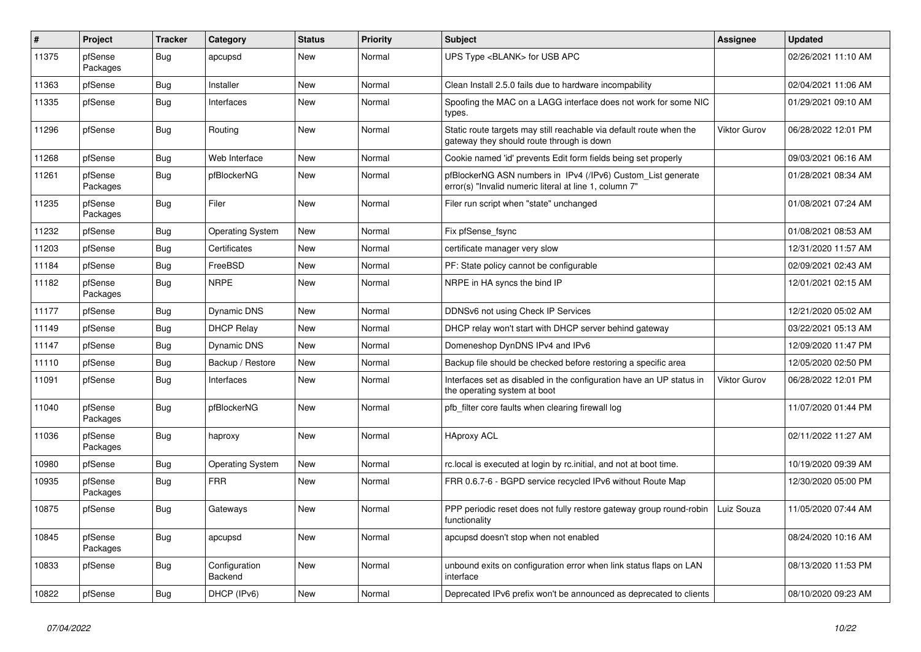| # | Project | Tracker | Category | Status | Priority | Subject | Assignee | Updated |
|---|---|---|---|---|---|---|---|---|
| 11375 | pfSense Packages | Bug | apcupsd | New | Normal | UPS Type <BLANK> for USB APC | | 02/26/2021 11:10 AM |
| 11363 | pfSense | Bug | Installer | New | Normal | Clean Install 2.5.0 fails due to hardware incompability | | 02/04/2021 11:06 AM |
| 11335 | pfSense | Bug | Interfaces | New | Normal | Spoofing the MAC on a LAGG interface does not work for some NIC types. | | 01/29/2021 09:10 AM |
| 11296 | pfSense | Bug | Routing | New | Normal | Static route targets may still reachable via default route when the gateway they should route through is down | Viktor Gurov | 06/28/2022 12:01 PM |
| 11268 | pfSense | Bug | Web Interface | New | Normal | Cookie named 'id' prevents Edit form fields being set properly | | 09/03/2021 06:16 AM |
| 11261 | pfSense Packages | Bug | pfBlockerNG | New | Normal | pfBlockerNG ASN numbers in IPv4 (/IPv6) Custom_List generate error(s) "Invalid numeric literal at line 1, column 7" | | 01/28/2021 08:34 AM |
| 11235 | pfSense Packages | Bug | Filer | New | Normal | Filer run script when "state" unchanged | | 01/08/2021 07:24 AM |
| 11232 | pfSense | Bug | Operating System | New | Normal | Fix pfSense_fsync | | 01/08/2021 08:53 AM |
| 11203 | pfSense | Bug | Certificates | New | Normal | certificate manager very slow | | 12/31/2020 11:57 AM |
| 11184 | pfSense | Bug | FreeBSD | New | Normal | PF: State policy cannot be configurable | | 02/09/2021 02:43 AM |
| 11182 | pfSense Packages | Bug | NRPE | New | Normal | NRPE in HA syncs the bind IP | | 12/01/2021 02:15 AM |
| 11177 | pfSense | Bug | Dynamic DNS | New | Normal | DDNSv6 not using Check IP Services | | 12/21/2020 05:02 AM |
| 11149 | pfSense | Bug | DHCP Relay | New | Normal | DHCP relay won't start with DHCP server behind gateway | | 03/22/2021 05:13 AM |
| 11147 | pfSense | Bug | Dynamic DNS | New | Normal | Domeneshop DynDNS IPv4 and IPv6 | | 12/09/2020 11:47 PM |
| 11110 | pfSense | Bug | Backup / Restore | New | Normal | Backup file should be checked before restoring a specific area | | 12/05/2020 02:50 PM |
| 11091 | pfSense | Bug | Interfaces | New | Normal | Interfaces set as disabled in the configuration have an UP status in the operating system at boot | Viktor Gurov | 06/28/2022 12:01 PM |
| 11040 | pfSense Packages | Bug | pfBlockerNG | New | Normal | pfb_filter core faults when clearing firewall log | | 11/07/2020 01:44 PM |
| 11036 | pfSense Packages | Bug | haproxy | New | Normal | HAproxy ACL | | 02/11/2022 11:27 AM |
| 10980 | pfSense | Bug | Operating System | New | Normal | rc.local is executed at login by rc.initial, and not at boot time. | | 10/19/2020 09:39 AM |
| 10935 | pfSense Packages | Bug | FRR | New | Normal | FRR 0.6.7-6 - BGPD service recycled IPv6 without Route Map | | 12/30/2020 05:00 PM |
| 10875 | pfSense | Bug | Gateways | New | Normal | PPP periodic reset does not fully restore gateway group round-robin functionality | Luiz Souza | 11/05/2020 07:44 AM |
| 10845 | pfSense Packages | Bug | apcupsd | New | Normal | apcupsd doesn't stop when not enabled | | 08/24/2020 10:16 AM |
| 10833 | pfSense | Bug | Configuration Backend | New | Normal | unbound exits on configuration error when link status flaps on LAN interface | | 08/13/2020 11:53 PM |
| 10822 | pfSense | Bug | DHCP (IPv6) | New | Normal | Deprecated IPv6 prefix won't be announced as deprecated to clients | | 08/10/2020 09:23 AM |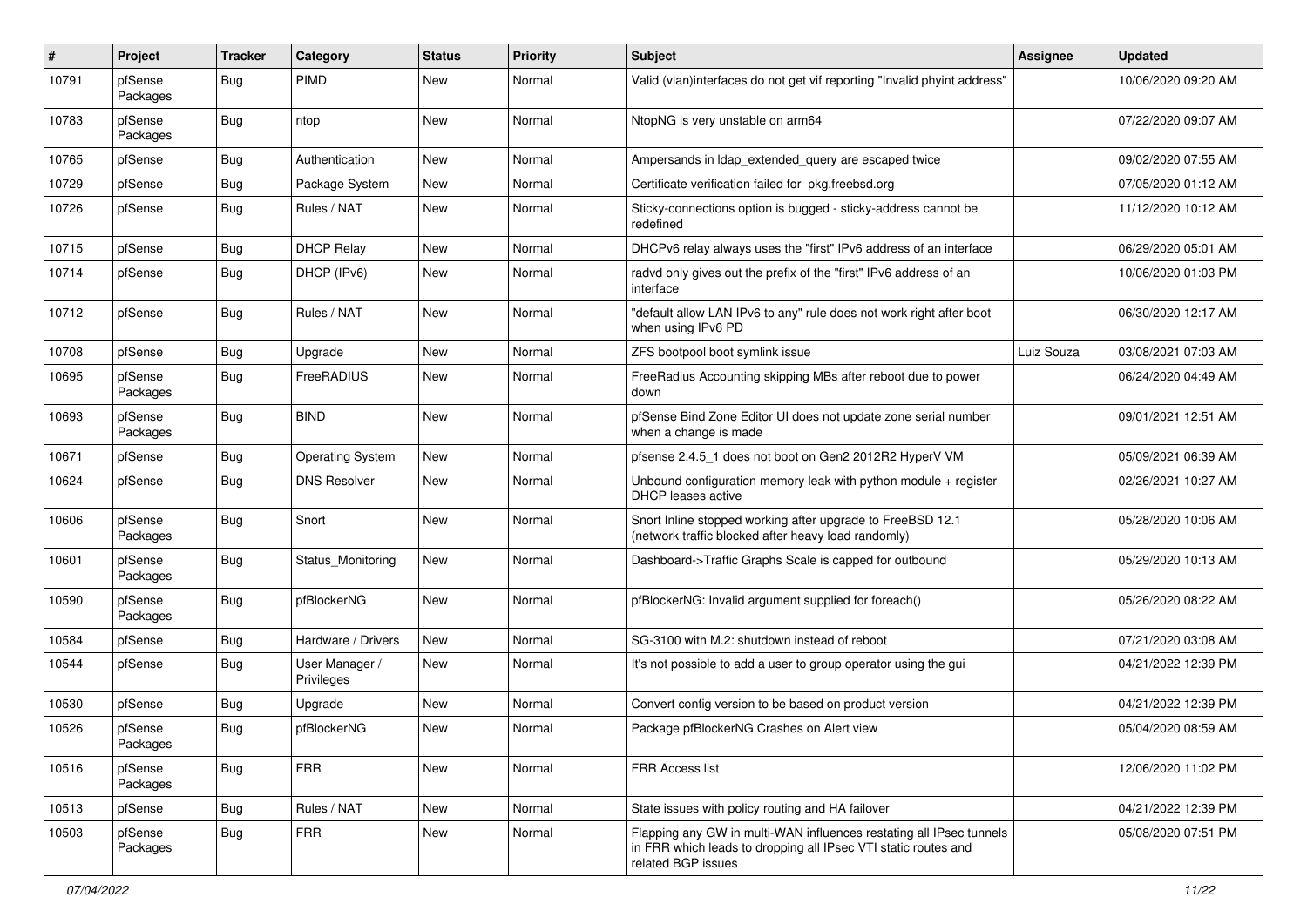| # | Project | Tracker | Category | Status | Priority | Subject | Assignee | Updated |
|---|---|---|---|---|---|---|---|---|
| 10791 | pfSense Packages | Bug | PIMD | New | Normal | Valid (vlan)interfaces do not get vif reporting "Invalid phyint address" | | 10/06/2020 09:20 AM |
| 10783 | pfSense Packages | Bug | ntop | New | Normal | NtopNG is very unstable on arm64 | | 07/22/2020 09:07 AM |
| 10765 | pfSense | Bug | Authentication | New | Normal | Ampersands in ldap_extended_query are escaped twice | | 09/02/2020 07:55 AM |
| 10729 | pfSense | Bug | Package System | New | Normal | Certificate verification failed for pkg.freebsd.org | | 07/05/2020 01:12 AM |
| 10726 | pfSense | Bug | Rules / NAT | New | Normal | Sticky-connections option is bugged - sticky-address cannot be redefined | | 11/12/2020 10:12 AM |
| 10715 | pfSense | Bug | DHCP Relay | New | Normal | DHCPv6 relay always uses the "first" IPv6 address of an interface | | 06/29/2020 05:01 AM |
| 10714 | pfSense | Bug | DHCP (IPv6) | New | Normal | radvd only gives out the prefix of the "first" IPv6 address of an interface | | 10/06/2020 01:03 PM |
| 10712 | pfSense | Bug | Rules / NAT | New | Normal | "default allow LAN IPv6 to any" rule does not work right after boot when using IPv6 PD | | 06/30/2020 12:17 AM |
| 10708 | pfSense | Bug | Upgrade | New | Normal | ZFS bootpool boot symlink issue | Luiz Souza | 03/08/2021 07:03 AM |
| 10695 | pfSense Packages | Bug | FreeRADIUS | New | Normal | FreeRadius Accounting skipping MBs after reboot due to power down | | 06/24/2020 04:49 AM |
| 10693 | pfSense Packages | Bug | BIND | New | Normal | pfSense Bind Zone Editor UI does not update zone serial number when a change is made | | 09/01/2021 12:51 AM |
| 10671 | pfSense | Bug | Operating System | New | Normal | pfsense 2.4.5_1 does not boot on Gen2 2012R2 HyperV VM | | 05/09/2021 06:39 AM |
| 10624 | pfSense | Bug | DNS Resolver | New | Normal | Unbound configuration memory leak with python module + register DHCP leases active | | 02/26/2021 10:27 AM |
| 10606 | pfSense Packages | Bug | Snort | New | Normal | Snort Inline stopped working after upgrade to FreeBSD 12.1 (network traffic blocked after heavy load randomly) | | 05/28/2020 10:06 AM |
| 10601 | pfSense Packages | Bug | Status_Monitoring | New | Normal | Dashboard->Traffic Graphs Scale is capped for outbound | | 05/29/2020 10:13 AM |
| 10590 | pfSense Packages | Bug | pfBlockerNG | New | Normal | pfBlockerNG: Invalid argument supplied for foreach() | | 05/26/2020 08:22 AM |
| 10584 | pfSense | Bug | Hardware / Drivers | New | Normal | SG-3100 with M.2: shutdown instead of reboot | | 07/21/2020 03:08 AM |
| 10544 | pfSense | Bug | User Manager / Privileges | New | Normal | It's not possible to add a user to group operator using the gui | | 04/21/2022 12:39 PM |
| 10530 | pfSense | Bug | Upgrade | New | Normal | Convert config version to be based on product version | | 04/21/2022 12:39 PM |
| 10526 | pfSense Packages | Bug | pfBlockerNG | New | Normal | Package pfBlockerNG Crashes on Alert view | | 05/04/2020 08:59 AM |
| 10516 | pfSense Packages | Bug | FRR | New | Normal | FRR Access list | | 12/06/2020 11:02 PM |
| 10513 | pfSense | Bug | Rules / NAT | New | Normal | State issues with policy routing and HA failover | | 04/21/2022 12:39 PM |
| 10503 | pfSense Packages | Bug | FRR | New | Normal | Flapping any GW in multi-WAN influences restating all IPsec tunnels in FRR which leads to dropping all IPsec VTI static routes and related BGP issues | | 05/08/2020 07:51 PM |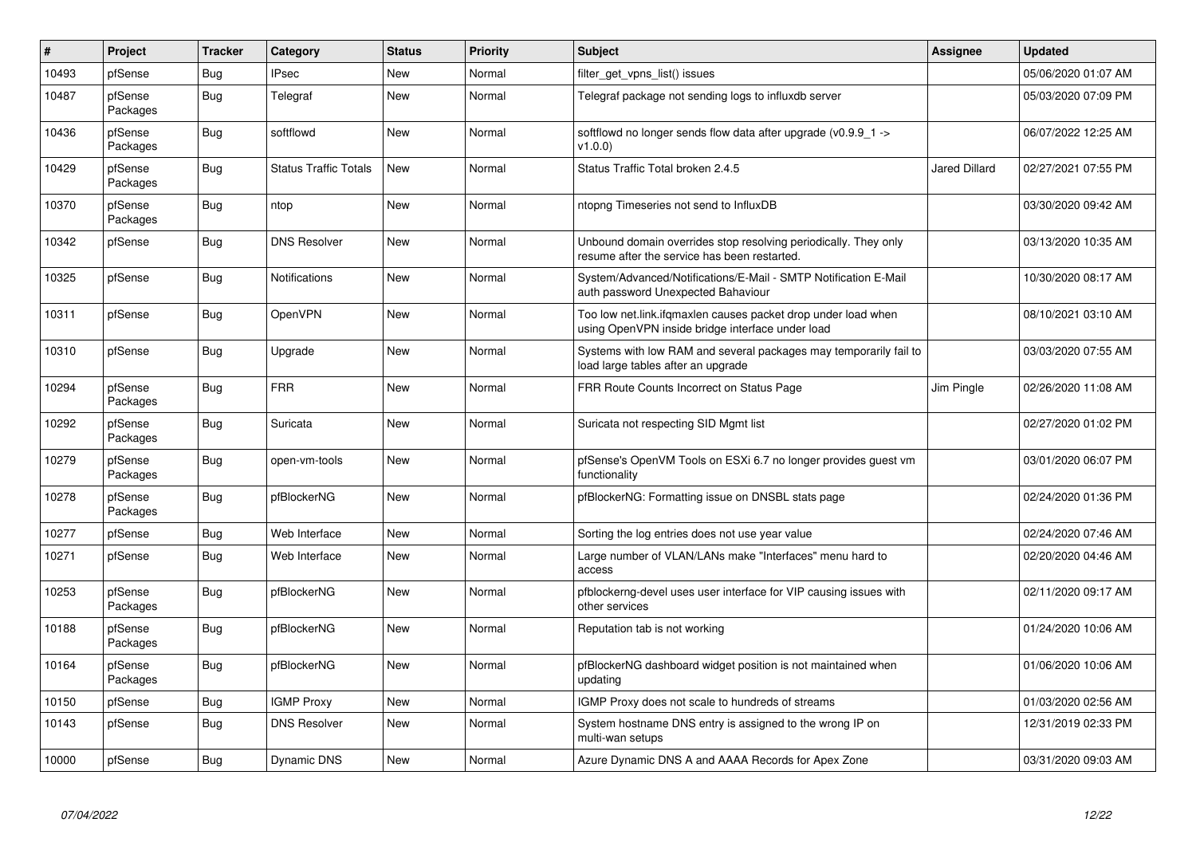| # | Project | Tracker | Category | Status | Priority | Subject | Assignee | Updated |
|---|---|---|---|---|---|---|---|---|
| 10493 | pfSense | Bug | IPsec | New | Normal | filter_get_vpns_list() issues | | 05/06/2020 01:07 AM |
| 10487 | pfSense Packages | Bug | Telegraf | New | Normal | Telegraf package not sending logs to influxdb server | | 05/03/2020 07:09 PM |
| 10436 | pfSense Packages | Bug | softflowd | New | Normal | softflowd no longer sends flow data after upgrade (v0.9.9_1 -> v1.0.0) | | 06/07/2022 12:25 AM |
| 10429 | pfSense Packages | Bug | Status Traffic Totals | New | Normal | Status Traffic Total broken 2.4.5 | Jared Dillard | 02/27/2021 07:55 PM |
| 10370 | pfSense Packages | Bug | ntop | New | Normal | ntopng Timeseries not send to InfluxDB | | 03/30/2020 09:42 AM |
| 10342 | pfSense | Bug | DNS Resolver | New | Normal | Unbound domain overrides stop resolving periodically. They only resume after the service has been restarted. | | 03/13/2020 10:35 AM |
| 10325 | pfSense | Bug | Notifications | New | Normal | System/Advanced/Notifications/E-Mail - SMTP Notification E-Mail auth password Unexpected Bahaviour | | 10/30/2020 08:17 AM |
| 10311 | pfSense | Bug | OpenVPN | New | Normal | Too low net.link.ifqmaxlen causes packet drop under load when using OpenVPN inside bridge interface under load | | 08/10/2021 03:10 AM |
| 10310 | pfSense | Bug | Upgrade | New | Normal | Systems with low RAM and several packages may temporarily fail to load large tables after an upgrade | | 03/03/2020 07:55 AM |
| 10294 | pfSense Packages | Bug | FRR | New | Normal | FRR Route Counts Incorrect on Status Page | Jim Pingle | 02/26/2020 11:08 AM |
| 10292 | pfSense Packages | Bug | Suricata | New | Normal | Suricata not respecting SID Mgmt list | | 02/27/2020 01:02 PM |
| 10279 | pfSense Packages | Bug | open-vm-tools | New | Normal | pfSense's OpenVM Tools on ESXi 6.7 no longer provides guest vm functionality | | 03/01/2020 06:07 PM |
| 10278 | pfSense Packages | Bug | pfBlockerNG | New | Normal | pfBlockerNG: Formatting issue on DNSBL stats page | | 02/24/2020 01:36 PM |
| 10277 | pfSense | Bug | Web Interface | New | Normal | Sorting the log entries does not use year value | | 02/24/2020 07:46 AM |
| 10271 | pfSense | Bug | Web Interface | New | Normal | Large number of VLAN/LANs make "Interfaces" menu hard to access | | 02/20/2020 04:46 AM |
| 10253 | pfSense Packages | Bug | pfBlockerNG | New | Normal | pfblockerng-devel uses user interface for VIP causing issues with other services | | 02/11/2020 09:17 AM |
| 10188 | pfSense Packages | Bug | pfBlockerNG | New | Normal | Reputation tab is not working | | 01/24/2020 10:06 AM |
| 10164 | pfSense Packages | Bug | pfBlockerNG | New | Normal | pfBlockerNG dashboard widget position is not maintained when updating | | 01/06/2020 10:06 AM |
| 10150 | pfSense | Bug | IGMP Proxy | New | Normal | IGMP Proxy does not scale to hundreds of streams | | 01/03/2020 02:56 AM |
| 10143 | pfSense | Bug | DNS Resolver | New | Normal | System hostname DNS entry is assigned to the wrong IP on multi-wan setups | | 12/31/2019 02:33 PM |
| 10000 | pfSense | Bug | Dynamic DNS | New | Normal | Azure Dynamic DNS A and AAAA Records for Apex Zone | | 03/31/2020 09:03 AM |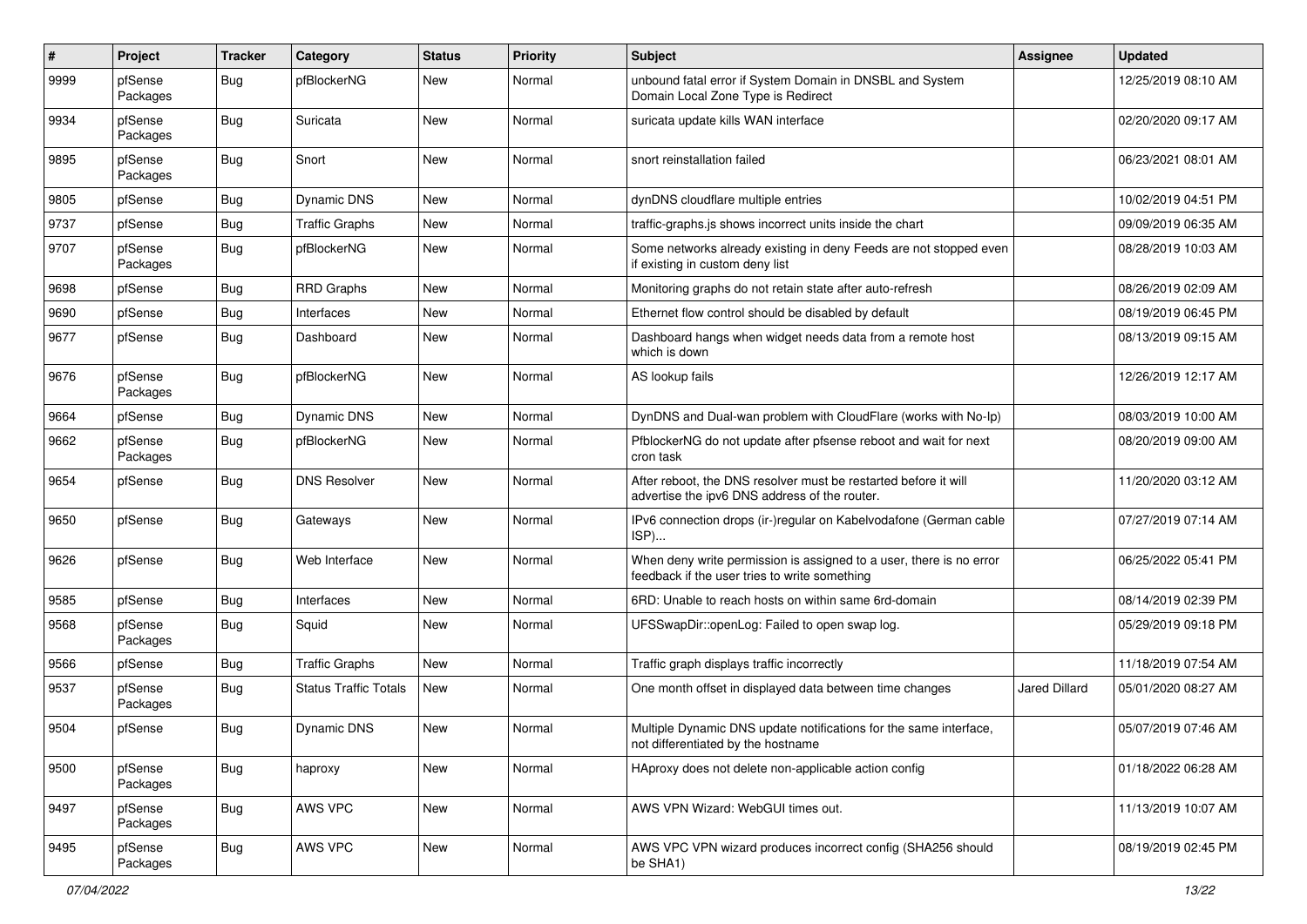| # | Project | Tracker | Category | Status | Priority | Subject | Assignee | Updated |
|---|---|---|---|---|---|---|---|---|
| 9999 | pfSense Packages | Bug | pfBlockerNG | New | Normal | unbound fatal error if System Domain in DNSBL and System Domain Local Zone Type is Redirect | | 12/25/2019 08:10 AM |
| 9934 | pfSense Packages | Bug | Suricata | New | Normal | suricata update kills WAN interface | | 02/20/2020 09:17 AM |
| 9895 | pfSense Packages | Bug | Snort | New | Normal | snort reinstallation failed | | 06/23/2021 08:01 AM |
| 9805 | pfSense | Bug | Dynamic DNS | New | Normal | dynDNS cloudflare multiple entries | | 10/02/2019 04:51 PM |
| 9737 | pfSense | Bug | Traffic Graphs | New | Normal | traffic-graphs.js shows incorrect units inside the chart | | 09/09/2019 06:35 AM |
| 9707 | pfSense Packages | Bug | pfBlockerNG | New | Normal | Some networks already existing in deny Feeds are not stopped even if existing in custom deny list | | 08/28/2019 10:03 AM |
| 9698 | pfSense | Bug | RRD Graphs | New | Normal | Monitoring graphs do not retain state after auto-refresh | | 08/26/2019 02:09 AM |
| 9690 | pfSense | Bug | Interfaces | New | Normal | Ethernet flow control should be disabled by default | | 08/19/2019 06:45 PM |
| 9677 | pfSense | Bug | Dashboard | New | Normal | Dashboard hangs when widget needs data from a remote host which is down | | 08/13/2019 09:15 AM |
| 9676 | pfSense Packages | Bug | pfBlockerNG | New | Normal | AS lookup fails | | 12/26/2019 12:17 AM |
| 9664 | pfSense | Bug | Dynamic DNS | New | Normal | DynDNS and Dual-wan problem with CloudFlare (works with No-Ip) | | 08/03/2019 10:00 AM |
| 9662 | pfSense Packages | Bug | pfBlockerNG | New | Normal | PfblockerNG do not update after pfsense reboot and wait for next cron task | | 08/20/2019 09:00 AM |
| 9654 | pfSense | Bug | DNS Resolver | New | Normal | After reboot, the DNS resolver must be restarted before it will advertise the ipv6 DNS address of the router. | | 11/20/2020 03:12 AM |
| 9650 | pfSense | Bug | Gateways | New | Normal | IPv6 connection drops (ir-)regular on Kabelvodafone (German cable ISP)... | | 07/27/2019 07:14 AM |
| 9626 | pfSense | Bug | Web Interface | New | Normal | When deny write permission is assigned to a user, there is no error feedback if the user tries to write something | | 06/25/2022 05:41 PM |
| 9585 | pfSense | Bug | Interfaces | New | Normal | 6RD: Unable to reach hosts on within same 6rd-domain | | 08/14/2019 02:39 PM |
| 9568 | pfSense Packages | Bug | Squid | New | Normal | UFSSwapDir::openLog: Failed to open swap log. | | 05/29/2019 09:18 PM |
| 9566 | pfSense | Bug | Traffic Graphs | New | Normal | Traffic graph displays traffic incorrectly | | 11/18/2019 07:54 AM |
| 9537 | pfSense Packages | Bug | Status Traffic Totals | New | Normal | One month offset in displayed data between time changes | Jared Dillard | 05/01/2020 08:27 AM |
| 9504 | pfSense | Bug | Dynamic DNS | New | Normal | Multiple Dynamic DNS update notifications for the same interface, not differentiated by the hostname | | 05/07/2019 07:46 AM |
| 9500 | pfSense Packages | Bug | haproxy | New | Normal | HAproxy does not delete non-applicable action config | | 01/18/2022 06:28 AM |
| 9497 | pfSense Packages | Bug | AWS VPC | New | Normal | AWS VPN Wizard: WebGUI times out. | | 11/13/2019 10:07 AM |
| 9495 | pfSense Packages | Bug | AWS VPC | New | Normal | AWS VPC VPN wizard produces incorrect config (SHA256 should be SHA1) | | 08/19/2019 02:45 PM |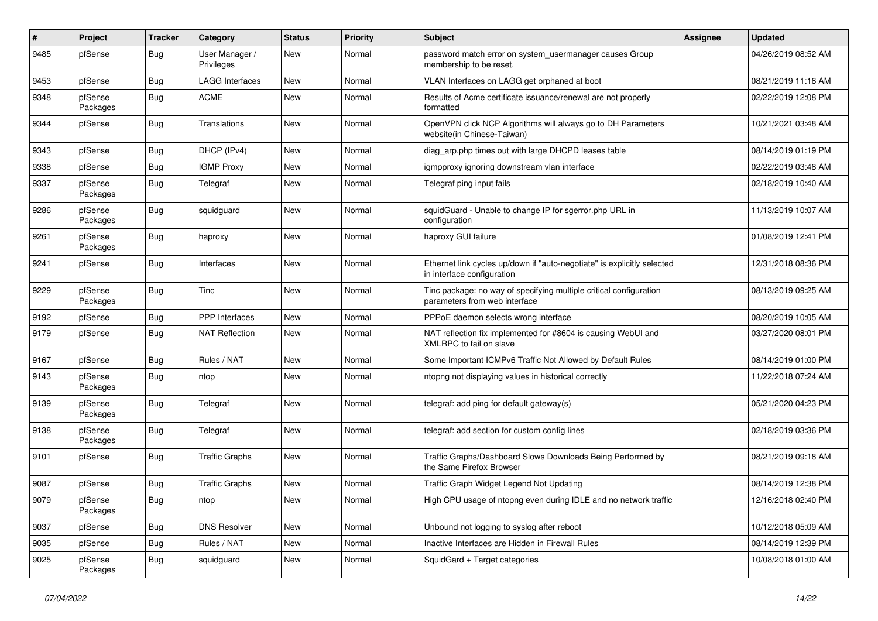| # | Project | Tracker | Category | Status | Priority | Subject | Assignee | Updated |
|---|---|---|---|---|---|---|---|---|
| 9485 | pfSense | Bug | User Manager / Privileges | New | Normal | password match error on system_usermanager causes Group membership to be reset. | | 04/26/2019 08:52 AM |
| 9453 | pfSense | Bug | LAGG Interfaces | New | Normal | VLAN Interfaces on LAGG get orphaned at boot | | 08/21/2019 11:16 AM |
| 9348 | pfSense Packages | Bug | ACME | New | Normal | Results of Acme certificate issuance/renewal are not properly formatted | | 02/22/2019 12:08 PM |
| 9344 | pfSense | Bug | Translations | New | Normal | OpenVPN click NCP Algorithms will always go to DH Parameters website(in Chinese-Taiwan) | | 10/21/2021 03:48 AM |
| 9343 | pfSense | Bug | DHCP (IPv4) | New | Normal | diag_arp.php times out with large DHCPD leases table | | 08/14/2019 01:19 PM |
| 9338 | pfSense | Bug | IGMP Proxy | New | Normal | igmpproxy ignoring downstream vlan interface | | 02/22/2019 03:48 AM |
| 9337 | pfSense Packages | Bug | Telegraf | New | Normal | Telegraf ping input fails | | 02/18/2019 10:40 AM |
| 9286 | pfSense Packages | Bug | squidguard | New | Normal | squidGuard - Unable to change IP for sgerror.php URL in configuration | | 11/13/2019 10:07 AM |
| 9261 | pfSense Packages | Bug | haproxy | New | Normal | haproxy GUI failure | | 01/08/2019 12:41 PM |
| 9241 | pfSense | Bug | Interfaces | New | Normal | Ethernet link cycles up/down if "auto-negotiate" is explicitly selected in interface configuration | | 12/31/2018 08:36 PM |
| 9229 | pfSense Packages | Bug | Tinc | New | Normal | Tinc package: no way of specifying multiple critical configuration parameters from web interface | | 08/13/2019 09:25 AM |
| 9192 | pfSense | Bug | PPP Interfaces | New | Normal | PPPoE daemon selects wrong interface | | 08/20/2019 10:05 AM |
| 9179 | pfSense | Bug | NAT Reflection | New | Normal | NAT reflection fix implemented for #8604 is causing WebUI and XMLRPC to fail on slave | | 03/27/2020 08:01 PM |
| 9167 | pfSense | Bug | Rules / NAT | New | Normal | Some Important ICMPv6 Traffic Not Allowed by Default Rules | | 08/14/2019 01:00 PM |
| 9143 | pfSense Packages | Bug | ntop | New | Normal | ntopng not displaying values in historical correctly | | 11/22/2018 07:24 AM |
| 9139 | pfSense Packages | Bug | Telegraf | New | Normal | telegraf: add ping for default gateway(s) | | 05/21/2020 04:23 PM |
| 9138 | pfSense Packages | Bug | Telegraf | New | Normal | telegraf: add section for custom config lines | | 02/18/2019 03:36 PM |
| 9101 | pfSense | Bug | Traffic Graphs | New | Normal | Traffic Graphs/Dashboard Slows Downloads Being Performed by the Same Firefox Browser | | 08/21/2019 09:18 AM |
| 9087 | pfSense | Bug | Traffic Graphs | New | Normal | Traffic Graph Widget Legend Not Updating | | 08/14/2019 12:38 PM |
| 9079 | pfSense Packages | Bug | ntop | New | Normal | High CPU usage of ntopng even during IDLE and no network traffic | | 12/16/2018 02:40 PM |
| 9037 | pfSense | Bug | DNS Resolver | New | Normal | Unbound not logging to syslog after reboot | | 10/12/2018 05:09 AM |
| 9035 | pfSense | Bug | Rules / NAT | New | Normal | Inactive Interfaces are Hidden in Firewall Rules | | 08/14/2019 12:39 PM |
| 9025 | pfSense Packages | Bug | squidguard | New | Normal | SquidGard + Target categories | | 10/08/2018 01:00 AM |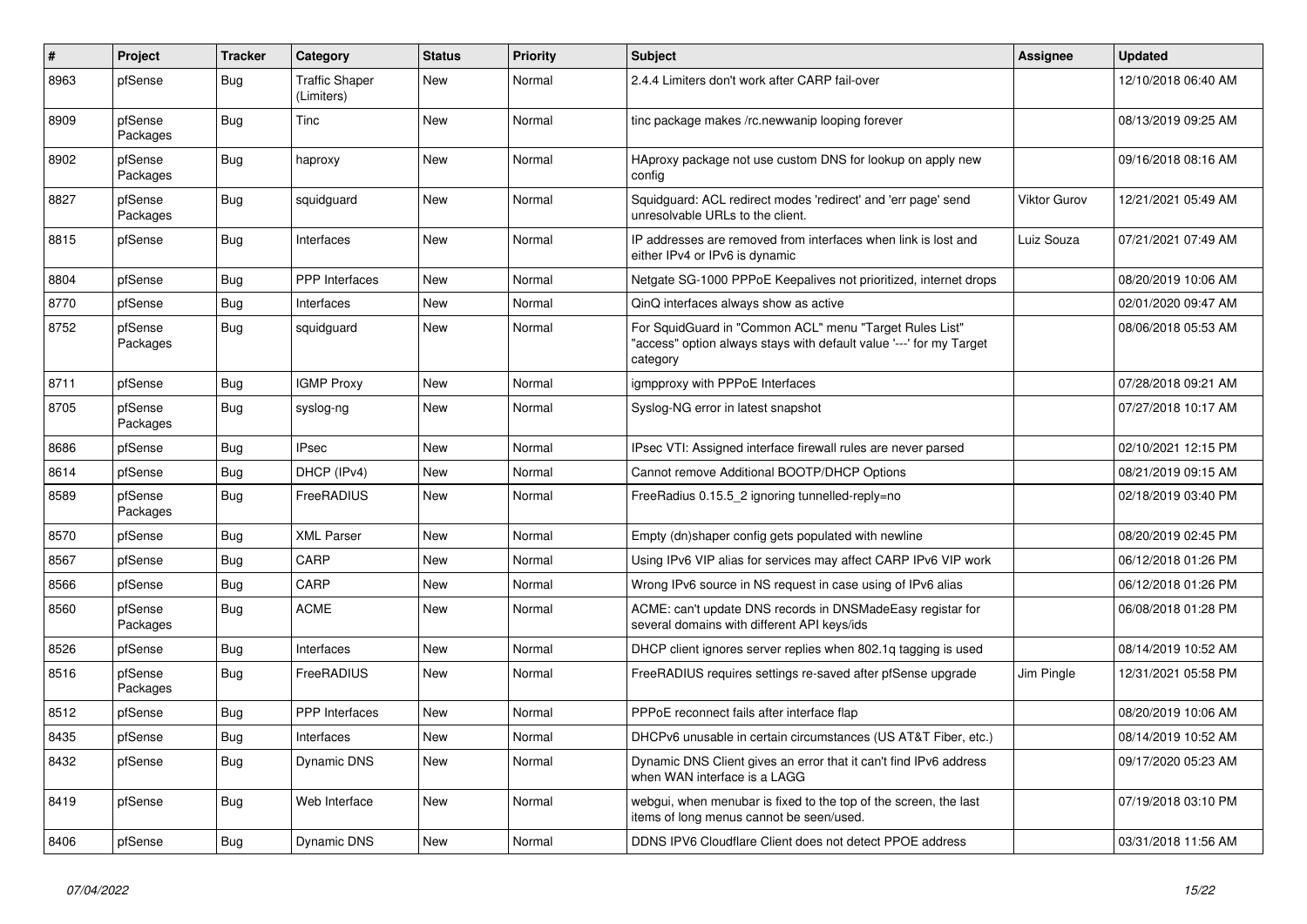| # | Project | Tracker | Category | Status | Priority | Subject | Assignee | Updated |
|---|---|---|---|---|---|---|---|---|
| 8963 | pfSense | Bug | Traffic Shaper (Limiters) | New | Normal | 2.4.4 Limiters don't work after CARP fail-over | | 12/10/2018 06:40 AM |
| 8909 | pfSense Packages | Bug | Tinc | New | Normal | tinc package makes /rc.newwanip looping forever | | 08/13/2019 09:25 AM |
| 8902 | pfSense Packages | Bug | haproxy | New | Normal | HAproxy package not use custom DNS for lookup on apply new config | | 09/16/2018 08:16 AM |
| 8827 | pfSense Packages | Bug | squidguard | New | Normal | Squidguard: ACL redirect modes 'redirect' and 'err page' send unresolvable URLs to the client. | Viktor Gurov | 12/21/2021 05:49 AM |
| 8815 | pfSense | Bug | Interfaces | New | Normal | IP addresses are removed from interfaces when link is lost and either IPv4 or IPv6 is dynamic | Luiz Souza | 07/21/2021 07:49 AM |
| 8804 | pfSense | Bug | PPP Interfaces | New | Normal | Netgate SG-1000 PPPoE Keepalives not prioritized, internet drops | | 08/20/2019 10:06 AM |
| 8770 | pfSense | Bug | Interfaces | New | Normal | QinQ interfaces always show as active | | 02/01/2020 09:47 AM |
| 8752 | pfSense Packages | Bug | squidguard | New | Normal | For SquidGuard in "Common ACL" menu "Target Rules List" "access" option always stays with default value '---' for my Target category | | 08/06/2018 05:53 AM |
| 8711 | pfSense | Bug | IGMP Proxy | New | Normal | igmpproxy with PPPoE Interfaces | | 07/28/2018 09:21 AM |
| 8705 | pfSense Packages | Bug | syslog-ng | New | Normal | Syslog-NG error in latest snapshot | | 07/27/2018 10:17 AM |
| 8686 | pfSense | Bug | IPsec | New | Normal | IPsec VTI: Assigned interface firewall rules are never parsed | | 02/10/2021 12:15 PM |
| 8614 | pfSense | Bug | DHCP (IPv4) | New | Normal | Cannot remove Additional BOOTP/DHCP Options | | 08/21/2019 09:15 AM |
| 8589 | pfSense Packages | Bug | FreeRADIUS | New | Normal | FreeRadius 0.15.5_2 ignoring tunnelled-reply=no | | 02/18/2019 03:40 PM |
| 8570 | pfSense | Bug | XML Parser | New | Normal | Empty (dn)shaper config gets populated with newline | | 08/20/2019 02:45 PM |
| 8567 | pfSense | Bug | CARP | New | Normal | Using IPv6 VIP alias for services may affect CARP IPv6 VIP work | | 06/12/2018 01:26 PM |
| 8566 | pfSense | Bug | CARP | New | Normal | Wrong IPv6 source in NS request in case using of IPv6 alias | | 06/12/2018 01:26 PM |
| 8560 | pfSense Packages | Bug | ACME | New | Normal | ACME: can't update DNS records in DNSMadeEasy registar for several domains with different API keys/ids | | 06/08/2018 01:28 PM |
| 8526 | pfSense | Bug | Interfaces | New | Normal | DHCP client ignores server replies when 802.1q tagging is used | | 08/14/2019 10:52 AM |
| 8516 | pfSense Packages | Bug | FreeRADIUS | New | Normal | FreeRADIUS requires settings re-saved after pfSense upgrade | Jim Pingle | 12/31/2021 05:58 PM |
| 8512 | pfSense | Bug | PPP Interfaces | New | Normal | PPPoE reconnect fails after interface flap | | 08/20/2019 10:06 AM |
| 8435 | pfSense | Bug | Interfaces | New | Normal | DHCPv6 unusable in certain circumstances (US AT&T Fiber, etc.) | | 08/14/2019 10:52 AM |
| 8432 | pfSense | Bug | Dynamic DNS | New | Normal | Dynamic DNS Client gives an error that it can't find IPv6 address when WAN interface is a LAGG | | 09/17/2020 05:23 AM |
| 8419 | pfSense | Bug | Web Interface | New | Normal | webgui, when menubar is fixed to the top of the screen, the last items of long menus cannot be seen/used. | | 07/19/2018 03:10 PM |
| 8406 | pfSense | Bug | Dynamic DNS | New | Normal | DDNS IPV6 Cloudflare Client does not detect PPOE address | | 03/31/2018 11:56 AM |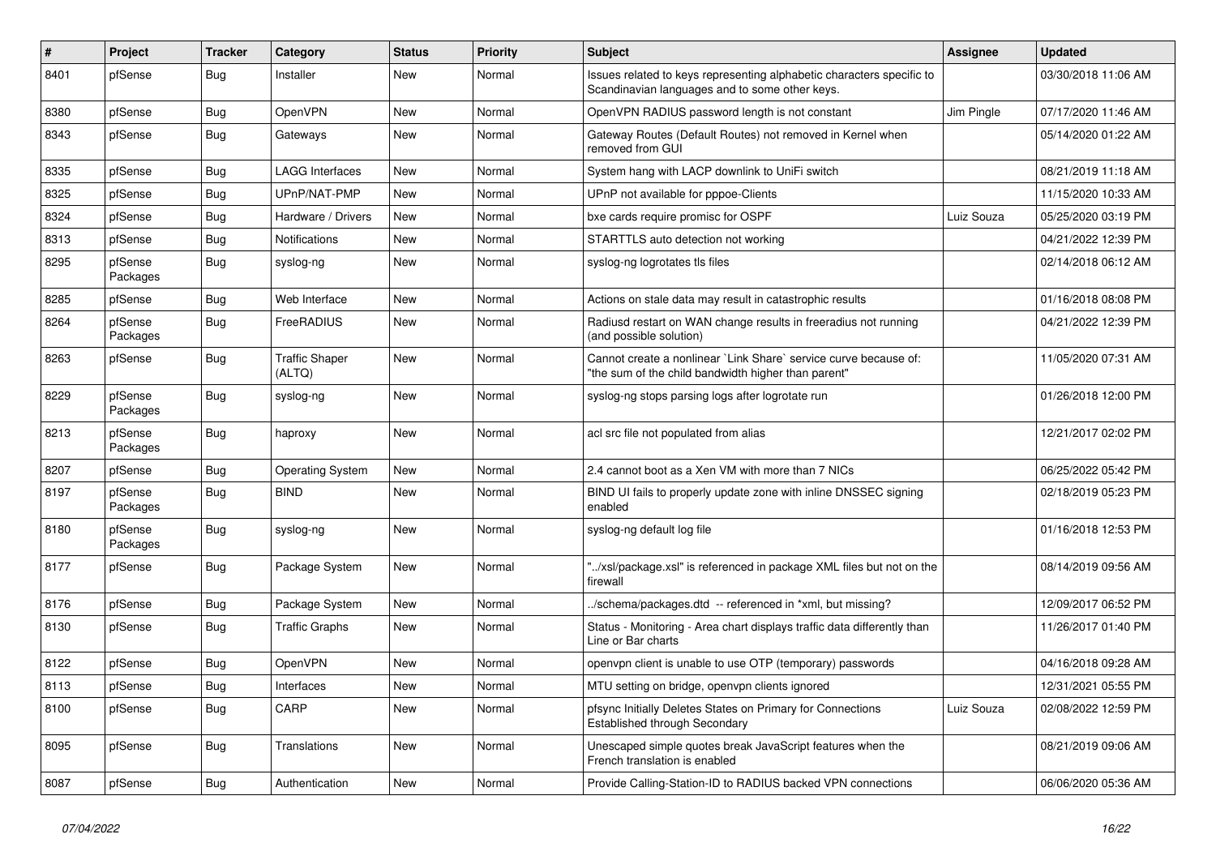| # | Project | Tracker | Category | Status | Priority | Subject | Assignee | Updated |
|---|---|---|---|---|---|---|---|---|
| 8401 | pfSense | Bug | Installer | New | Normal | Issues related to keys representing alphabetic characters specific to Scandinavian languages and to some other keys. | | 03/30/2018 11:06 AM |
| 8380 | pfSense | Bug | OpenVPN | New | Normal | OpenVPN RADIUS password length is not constant | Jim Pingle | 07/17/2020 11:46 AM |
| 8343 | pfSense | Bug | Gateways | New | Normal | Gateway Routes (Default Routes) not removed in Kernel when removed from GUI | | 05/14/2020 01:22 AM |
| 8335 | pfSense | Bug | LAGG Interfaces | New | Normal | System hang with LACP downlink to UniFi switch | | 08/21/2019 11:18 AM |
| 8325 | pfSense | Bug | UPnP/NAT-PMP | New | Normal | UPnP not available for pppoe-Clients | | 11/15/2020 10:33 AM |
| 8324 | pfSense | Bug | Hardware / Drivers | New | Normal | bxe cards require promisc for OSPF | Luiz Souza | 05/25/2020 03:19 PM |
| 8313 | pfSense | Bug | Notifications | New | Normal | STARTTLS auto detection not working | | 04/21/2022 12:39 PM |
| 8295 | pfSense Packages | Bug | syslog-ng | New | Normal | syslog-ng logrotates tls files | | 02/14/2018 06:12 AM |
| 8285 | pfSense | Bug | Web Interface | New | Normal | Actions on stale data may result in catastrophic results | | 01/16/2018 08:08 PM |
| 8264 | pfSense Packages | Bug | FreeRADIUS | New | Normal | Radiusd restart on WAN change results in freeradius not running (and possible solution) | | 04/21/2022 12:39 PM |
| 8263 | pfSense | Bug | Traffic Shaper (ALTQ) | New | Normal | Cannot create a nonlinear `Link Share` service curve because of: "the sum of the child bandwidth higher than parent" | | 11/05/2020 07:31 AM |
| 8229 | pfSense Packages | Bug | syslog-ng | New | Normal | syslog-ng stops parsing logs after logrotate run | | 01/26/2018 12:00 PM |
| 8213 | pfSense Packages | Bug | haproxy | New | Normal | acl src file not populated from alias | | 12/21/2017 02:02 PM |
| 8207 | pfSense | Bug | Operating System | New | Normal | 2.4 cannot boot as a Xen VM with more than 7 NICs | | 06/25/2022 05:42 PM |
| 8197 | pfSense Packages | Bug | BIND | New | Normal | BIND UI fails to properly update zone with inline DNSSEC signing enabled | | 02/18/2019 05:23 PM |
| 8180 | pfSense Packages | Bug | syslog-ng | New | Normal | syslog-ng default log file | | 01/16/2018 12:53 PM |
| 8177 | pfSense | Bug | Package System | New | Normal | "../xsl/package.xsl" is referenced in package XML files but not on the firewall | | 08/14/2019 09:56 AM |
| 8176 | pfSense | Bug | Package System | New | Normal | ../schema/packages.dtd -- referenced in *xml, but missing? | | 12/09/2017 06:52 PM |
| 8130 | pfSense | Bug | Traffic Graphs | New | Normal | Status - Monitoring - Area chart displays traffic data differently than Line or Bar charts | | 11/26/2017 01:40 PM |
| 8122 | pfSense | Bug | OpenVPN | New | Normal | openvpn client is unable to use OTP (temporary) passwords | | 04/16/2018 09:28 AM |
| 8113 | pfSense | Bug | Interfaces | New | Normal | MTU setting on bridge, openvpn clients ignored | | 12/31/2021 05:55 PM |
| 8100 | pfSense | Bug | CARP | New | Normal | pfsync Initially Deletes States on Primary for Connections Established through Secondary | Luiz Souza | 02/08/2022 12:59 PM |
| 8095 | pfSense | Bug | Translations | New | Normal | Unescaped simple quotes break JavaScript features when the French translation is enabled | | 08/21/2019 09:06 AM |
| 8087 | pfSense | Bug | Authentication | New | Normal | Provide Calling-Station-ID to RADIUS backed VPN connections | | 06/06/2020 05:36 AM |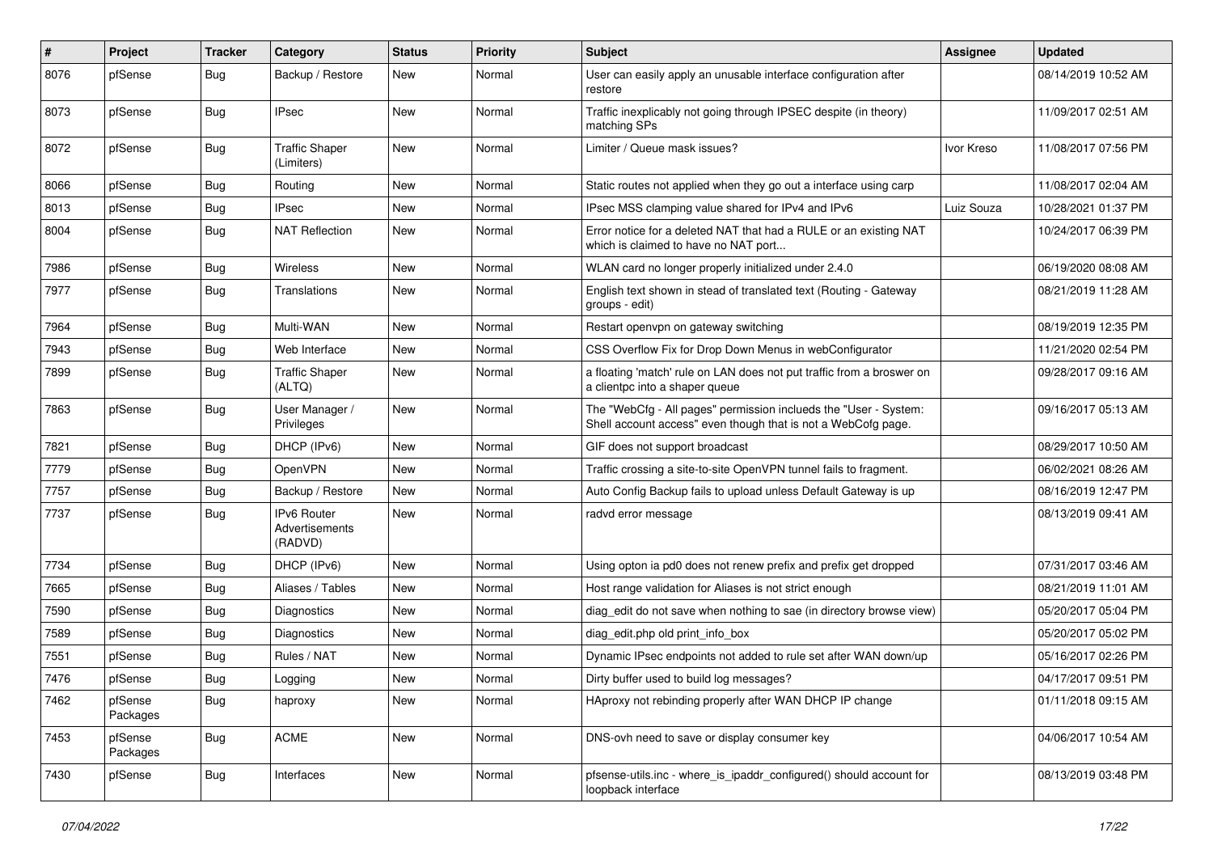| # | Project | Tracker | Category | Status | Priority | Subject | Assignee | Updated |
| --- | --- | --- | --- | --- | --- | --- | --- | --- |
| 8076 | pfSense | Bug | Backup / Restore | New | Normal | User can easily apply an unusable interface configuration after restore | | 08/14/2019 10:52 AM |
| 8073 | pfSense | Bug | IPsec | New | Normal | Traffic inexplicably not going through IPSEC despite (in theory) matching SPs | | 11/09/2017 02:51 AM |
| 8072 | pfSense | Bug | Traffic Shaper (Limiters) | New | Normal | Limiter / Queue mask issues? | Ivor Kreso | 11/08/2017 07:56 PM |
| 8066 | pfSense | Bug | Routing | New | Normal | Static routes not applied when they go out a interface using carp | | 11/08/2017 02:04 AM |
| 8013 | pfSense | Bug | IPsec | New | Normal | IPsec MSS clamping value shared for IPv4 and IPv6 | Luiz Souza | 10/28/2021 01:37 PM |
| 8004 | pfSense | Bug | NAT Reflection | New | Normal | Error notice for a deleted NAT that had a RULE or an existing NAT which is claimed to have no NAT port... | | 10/24/2017 06:39 PM |
| 7986 | pfSense | Bug | Wireless | New | Normal | WLAN card no longer properly initialized under 2.4.0 | | 06/19/2020 08:08 AM |
| 7977 | pfSense | Bug | Translations | New | Normal | English text shown in stead of translated text (Routing - Gateway groups - edit) | | 08/21/2019 11:28 AM |
| 7964 | pfSense | Bug | Multi-WAN | New | Normal | Restart openvpn on gateway switching | | 08/19/2019 12:35 PM |
| 7943 | pfSense | Bug | Web Interface | New | Normal | CSS Overflow Fix for Drop Down Menus in webConfigurator | | 11/21/2020 02:54 PM |
| 7899 | pfSense | Bug | Traffic Shaper (ALTQ) | New | Normal | a floating 'match' rule on LAN does not put traffic from a broswer on a clientpc into a shaper queue | | 09/28/2017 09:16 AM |
| 7863 | pfSense | Bug | User Manager / Privileges | New | Normal | The "WebCfg - All pages" permission inclueds the "User - System: Shell account access" even though that is not a WebCofg page. | | 09/16/2017 05:13 AM |
| 7821 | pfSense | Bug | DHCP (IPv6) | New | Normal | GIF does not support broadcast | | 08/29/2017 10:50 AM |
| 7779 | pfSense | Bug | OpenVPN | New | Normal | Traffic crossing a site-to-site OpenVPN tunnel fails to fragment. | | 06/02/2021 08:26 AM |
| 7757 | pfSense | Bug | Backup / Restore | New | Normal | Auto Config Backup fails to upload unless Default Gateway is up | | 08/16/2019 12:47 PM |
| 7737 | pfSense | Bug | IPv6 Router Advertisements (RADVD) | New | Normal | radvd error message | | 08/13/2019 09:41 AM |
| 7734 | pfSense | Bug | DHCP (IPv6) | New | Normal | Using opton ia pd0 does not renew prefix and prefix get dropped | | 07/31/2017 03:46 AM |
| 7665 | pfSense | Bug | Aliases / Tables | New | Normal | Host range validation for Aliases is not strict enough | | 08/21/2019 11:01 AM |
| 7590 | pfSense | Bug | Diagnostics | New | Normal | diag_edit do not save when nothing to sae (in directory browse view) | | 05/20/2017 05:04 PM |
| 7589 | pfSense | Bug | Diagnostics | New | Normal | diag_edit.php old print_info_box | | 05/20/2017 05:02 PM |
| 7551 | pfSense | Bug | Rules / NAT | New | Normal | Dynamic IPsec endpoints not added to rule set after WAN down/up | | 05/16/2017 02:26 PM |
| 7476 | pfSense | Bug | Logging | New | Normal | Dirty buffer used to build log messages? | | 04/17/2017 09:51 PM |
| 7462 | pfSense Packages | Bug | haproxy | New | Normal | HAproxy not rebinding properly after WAN DHCP IP change | | 01/11/2018 09:15 AM |
| 7453 | pfSense Packages | Bug | ACME | New | Normal | DNS-ovh need to save or display consumer key | | 04/06/2017 10:54 AM |
| 7430 | pfSense | Bug | Interfaces | New | Normal | pfsense-utils.inc - where_is_ipaddr_configured() should account for loopback interface | | 08/13/2019 03:48 PM |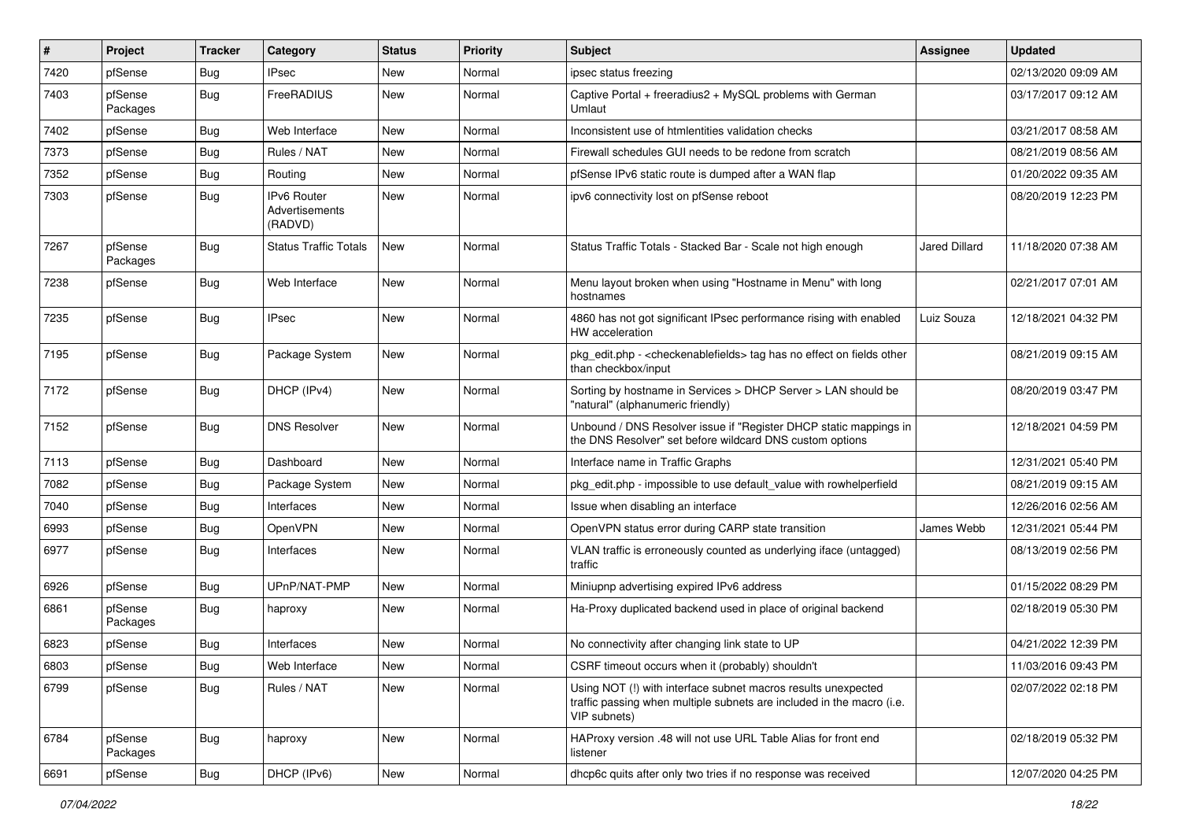| # | Project | Tracker | Category | Status | Priority | Subject | Assignee | Updated |
|---|---|---|---|---|---|---|---|---|
| 7420 | pfSense | Bug | IPsec | New | Normal | ipsec status freezing | | 02/13/2020 09:09 AM |
| 7403 | pfSense Packages | Bug | FreeRADIUS | New | Normal | Captive Portal + freeradius2 + MySQL problems with German Umlaut | | 03/17/2017 09:12 AM |
| 7402 | pfSense | Bug | Web Interface | New | Normal | Inconsistent use of htmlentities validation checks | | 03/21/2017 08:58 AM |
| 7373 | pfSense | Bug | Rules / NAT | New | Normal | Firewall schedules GUI needs to be redone from scratch | | 08/21/2019 08:56 AM |
| 7352 | pfSense | Bug | Routing | New | Normal | pfSense IPv6 static route is dumped after a WAN flap | | 01/20/2022 09:35 AM |
| 7303 | pfSense | Bug | IPv6 Router Advertisements (RADVD) | New | Normal | ipv6 connectivity lost on pfSense reboot | | 08/20/2019 12:23 PM |
| 7267 | pfSense Packages | Bug | Status Traffic Totals | New | Normal | Status Traffic Totals - Stacked Bar - Scale not high enough | Jared Dillard | 11/18/2020 07:38 AM |
| 7238 | pfSense | Bug | Web Interface | New | Normal | Menu layout broken when using "Hostname in Menu" with long hostnames | | 02/21/2017 07:01 AM |
| 7235 | pfSense | Bug | IPsec | New | Normal | 4860 has not got significant IPsec performance rising with enabled HW acceleration | Luiz Souza | 12/18/2021 04:32 PM |
| 7195 | pfSense | Bug | Package System | New | Normal | pkg_edit.php - <checkenablefields> tag has no effect on fields other than checkbox/input | | 08/21/2019 09:15 AM |
| 7172 | pfSense | Bug | DHCP (IPv4) | New | Normal | Sorting by hostname in Services > DHCP Server > LAN should be "natural" (alphanumeric friendly) | | 08/20/2019 03:47 PM |
| 7152 | pfSense | Bug | DNS Resolver | New | Normal | Unbound / DNS Resolver issue if "Register DHCP static mappings in the DNS Resolver" set before wildcard DNS custom options | | 12/18/2021 04:59 PM |
| 7113 | pfSense | Bug | Dashboard | New | Normal | Interface name in Traffic Graphs | | 12/31/2021 05:40 PM |
| 7082 | pfSense | Bug | Package System | New | Normal | pkg_edit.php - impossible to use default_value with rowhelperfield | | 08/21/2019 09:15 AM |
| 7040 | pfSense | Bug | Interfaces | New | Normal | Issue when disabling an interface | | 12/26/2016 02:56 AM |
| 6993 | pfSense | Bug | OpenVPN | New | Normal | OpenVPN status error during CARP state transition | James Webb | 12/31/2021 05:44 PM |
| 6977 | pfSense | Bug | Interfaces | New | Normal | VLAN traffic is erroneously counted as underlying iface (untagged) traffic | | 08/13/2019 02:56 PM |
| 6926 | pfSense | Bug | UPnP/NAT-PMP | New | Normal | Miniupnp advertising expired IPv6 address | | 01/15/2022 08:29 PM |
| 6861 | pfSense Packages | Bug | haproxy | New | Normal | Ha-Proxy duplicated backend used in place of original backend | | 02/18/2019 05:30 PM |
| 6823 | pfSense | Bug | Interfaces | New | Normal | No connectivity after changing link state to UP | | 04/21/2022 12:39 PM |
| 6803 | pfSense | Bug | Web Interface | New | Normal | CSRF timeout occurs when it (probably) shouldn't | | 11/03/2016 09:43 PM |
| 6799 | pfSense | Bug | Rules / NAT | New | Normal | Using NOT (!) with interface subnet macros results unexpected traffic passing when multiple subnets are included in the macro (i.e. VIP subnets) | | 02/07/2022 02:18 PM |
| 6784 | pfSense Packages | Bug | haproxy | New | Normal | HAProxy version .48 will not use URL Table Alias for front end listener | | 02/18/2019 05:32 PM |
| 6691 | pfSense | Bug | DHCP (IPv6) | New | Normal | dhcp6c quits after only two tries if no response was received | | 12/07/2020 04:25 PM |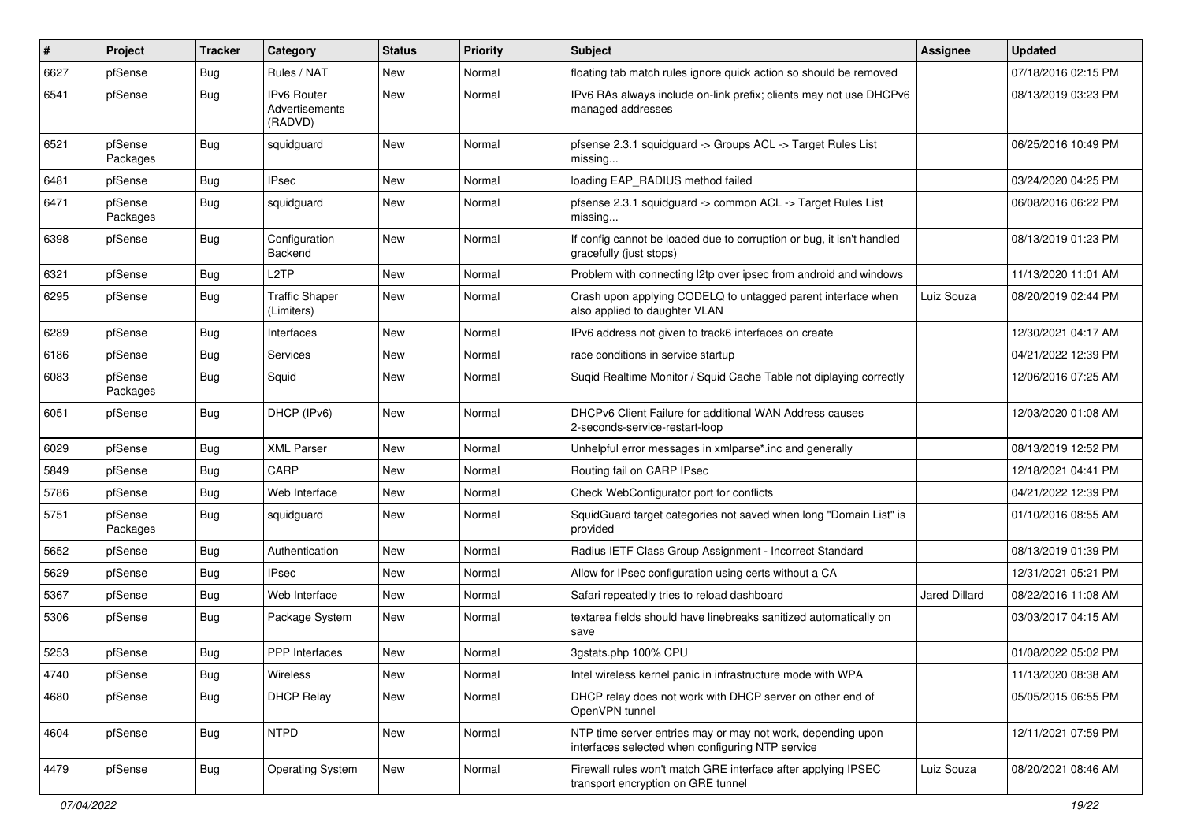| # | Project | Tracker | Category | Status | Priority | Subject | Assignee | Updated |
|---|---|---|---|---|---|---|---|---|
| 6627 | pfSense | Bug | Rules / NAT | New | Normal | floating tab match rules ignore quick action so should be removed | | 07/18/2016 02:15 PM |
| 6541 | pfSense | Bug | IPv6 Router Advertisements (RADVD) | New | Normal | IPv6 RAs always include on-link prefix; clients may not use DHCPv6 managed addresses | | 08/13/2019 03:23 PM |
| 6521 | pfSense Packages | Bug | squidguard | New | Normal | pfsense 2.3.1 squidguard -> Groups ACL -> Target Rules List missing... | | 06/25/2016 10:49 PM |
| 6481 | pfSense | Bug | IPsec | New | Normal | loading EAP_RADIUS method failed | | 03/24/2020 04:25 PM |
| 6471 | pfSense Packages | Bug | squidguard | New | Normal | pfsense 2.3.1 squidguard -> common ACL -> Target Rules List missing... | | 06/08/2016 06:22 PM |
| 6398 | pfSense | Bug | Configuration Backend | New | Normal | If config cannot be loaded due to corruption or bug, it isn't handled gracefully (just stops) | | 08/13/2019 01:23 PM |
| 6321 | pfSense | Bug | L2TP | New | Normal | Problem with connecting l2tp over ipsec from android and windows | | 11/13/2020 11:01 AM |
| 6295 | pfSense | Bug | Traffic Shaper (Limiters) | New | Normal | Crash upon applying CODELQ to untagged parent interface when also applied to daughter VLAN | Luiz Souza | 08/20/2019 02:44 PM |
| 6289 | pfSense | Bug | Interfaces | New | Normal | IPv6 address not given to track6 interfaces on create | | 12/30/2021 04:17 AM |
| 6186 | pfSense | Bug | Services | New | Normal | race conditions in service startup | | 04/21/2022 12:39 PM |
| 6083 | pfSense Packages | Bug | Squid | New | Normal | Suqid Realtime Monitor / Squid Cache Table not diplaying correctly | | 12/06/2016 07:25 AM |
| 6051 | pfSense | Bug | DHCP (IPv6) | New | Normal | DHCPv6 Client Failure for additional WAN Address causes 2-seconds-service-restart-loop | | 12/03/2020 01:08 AM |
| 6029 | pfSense | Bug | XML Parser | New | Normal | Unhelpful error messages in xmlparse*.inc and generally | | 08/13/2019 12:52 PM |
| 5849 | pfSense | Bug | CARP | New | Normal | Routing fail on CARP IPsec | | 12/18/2021 04:41 PM |
| 5786 | pfSense | Bug | Web Interface | New | Normal | Check WebConfigurator port for conflicts | | 04/21/2022 12:39 PM |
| 5751 | pfSense Packages | Bug | squidguard | New | Normal | SquidGuard target categories not saved when long "Domain List" is provided | | 01/10/2016 08:55 AM |
| 5652 | pfSense | Bug | Authentication | New | Normal | Radius IETF Class Group Assignment - Incorrect Standard | | 08/13/2019 01:39 PM |
| 5629 | pfSense | Bug | IPsec | New | Normal | Allow for IPsec configuration using certs without a CA | | 12/31/2021 05:21 PM |
| 5367 | pfSense | Bug | Web Interface | New | Normal | Safari repeatedly tries to reload dashboard | Jared Dillard | 08/22/2016 11:08 AM |
| 5306 | pfSense | Bug | Package System | New | Normal | textarea fields should have linebreaks sanitized automatically on save | | 03/03/2017 04:15 AM |
| 5253 | pfSense | Bug | PPP Interfaces | New | Normal | 3gstats.php 100% CPU | | 01/08/2022 05:02 PM |
| 4740 | pfSense | Bug | Wireless | New | Normal | Intel wireless kernel panic in infrastructure mode with WPA | | 11/13/2020 08:38 AM |
| 4680 | pfSense | Bug | DHCP Relay | New | Normal | DHCP relay does not work with DHCP server on other end of OpenVPN tunnel | | 05/05/2015 06:55 PM |
| 4604 | pfSense | Bug | NTPD | New | Normal | NTP time server entries may or may not work, depending upon interfaces selected when configuring NTP service | | 12/11/2021 07:59 PM |
| 4479 | pfSense | Bug | Operating System | New | Normal | Firewall rules won't match GRE interface after applying IPSEC transport encryption on GRE tunnel | Luiz Souza | 08/20/2021 08:46 AM |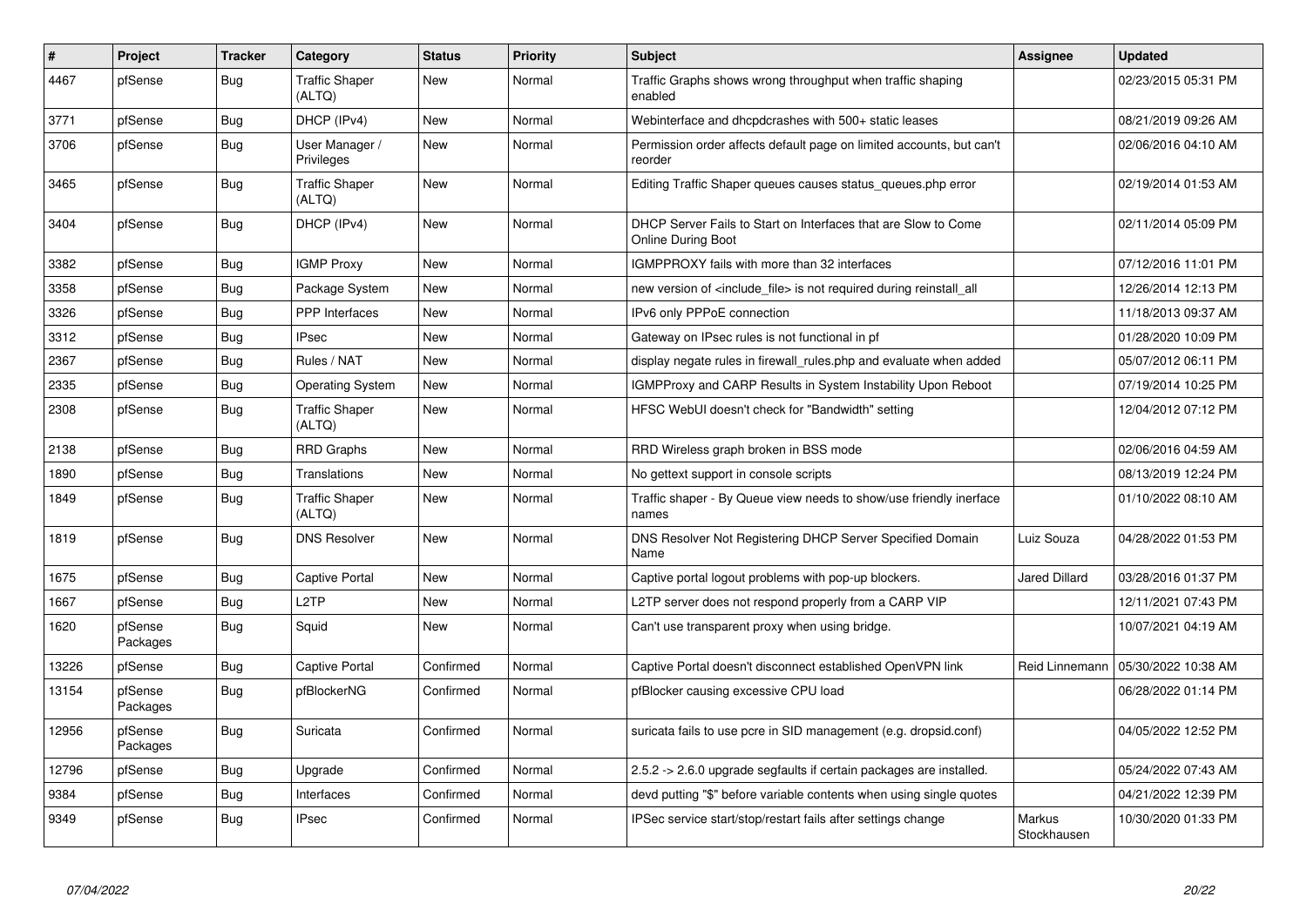| # | Project | Tracker | Category | Status | Priority | Subject | Assignee | Updated |
|---|---|---|---|---|---|---|---|---|
| 4467 | pfSense | Bug | Traffic Shaper (ALTQ) | New | Normal | Traffic Graphs shows wrong throughput when traffic shaping enabled | | 02/23/2015 05:31 PM |
| 3771 | pfSense | Bug | DHCP (IPv4) | New | Normal | Webinterface and dhcpdcrashes with 500+ static leases | | 08/21/2019 09:26 AM |
| 3706 | pfSense | Bug | User Manager / Privileges | New | Normal | Permission order affects default page on limited accounts, but can't reorder | | 02/06/2016 04:10 AM |
| 3465 | pfSense | Bug | Traffic Shaper (ALTQ) | New | Normal | Editing Traffic Shaper queues causes status_queues.php error | | 02/19/2014 01:53 AM |
| 3404 | pfSense | Bug | DHCP (IPv4) | New | Normal | DHCP Server Fails to Start on Interfaces that are Slow to Come Online During Boot | | 02/11/2014 05:09 PM |
| 3382 | pfSense | Bug | IGMP Proxy | New | Normal | IGMPPROXY fails with more than 32 interfaces | | 07/12/2016 11:01 PM |
| 3358 | pfSense | Bug | Package System | New | Normal | new version of <include_file> is not required during reinstall_all | | 12/26/2014 12:13 PM |
| 3326 | pfSense | Bug | PPP Interfaces | New | Normal | IPv6 only PPPoE connection | | 11/18/2013 09:37 AM |
| 3312 | pfSense | Bug | IPsec | New | Normal | Gateway on IPsec rules is not functional in pf | | 01/28/2020 10:09 PM |
| 2367 | pfSense | Bug | Rules / NAT | New | Normal | display negate rules in firewall_rules.php and evaluate when added | | 05/07/2012 06:11 PM |
| 2335 | pfSense | Bug | Operating System | New | Normal | IGMPProxy and CARP Results in System Instability Upon Reboot | | 07/19/2014 10:25 PM |
| 2308 | pfSense | Bug | Traffic Shaper (ALTQ) | New | Normal | HFSC WebUI doesn't check for "Bandwidth" setting | | 12/04/2012 07:12 PM |
| 2138 | pfSense | Bug | RRD Graphs | New | Normal | RRD Wireless graph broken in BSS mode | | 02/06/2016 04:59 AM |
| 1890 | pfSense | Bug | Translations | New | Normal | No gettext support in console scripts | | 08/13/2019 12:24 PM |
| 1849 | pfSense | Bug | Traffic Shaper (ALTQ) | New | Normal | Traffic shaper - By Queue view needs to show/use friendly inerface names | | 01/10/2022 08:10 AM |
| 1819 | pfSense | Bug | DNS Resolver | New | Normal | DNS Resolver Not Registering DHCP Server Specified Domain Name | Luiz Souza | 04/28/2022 01:53 PM |
| 1675 | pfSense | Bug | Captive Portal | New | Normal | Captive portal logout problems with pop-up blockers. | Jared Dillard | 03/28/2016 01:37 PM |
| 1667 | pfSense | Bug | L2TP | New | Normal | L2TP server does not respond properly from a CARP VIP | | 12/11/2021 07:43 PM |
| 1620 | pfSense Packages | Bug | Squid | New | Normal | Can't use transparent proxy when using bridge. | | 10/07/2021 04:19 AM |
| 13226 | pfSense | Bug | Captive Portal | Confirmed | Normal | Captive Portal doesn't disconnect established OpenVPN link | Reid Linnemann | 05/30/2022 10:38 AM |
| 13154 | pfSense Packages | Bug | pfBlockerNG | Confirmed | Normal | pfBlocker causing excessive CPU load | | 06/28/2022 01:14 PM |
| 12956 | pfSense Packages | Bug | Suricata | Confirmed | Normal | suricata fails to use pcre in SID management (e.g. dropsid.conf) | | 04/05/2022 12:52 PM |
| 12796 | pfSense | Bug | Upgrade | Confirmed | Normal | 2.5.2 -> 2.6.0 upgrade segfaults if certain packages are installed. | | 05/24/2022 07:43 AM |
| 9384 | pfSense | Bug | Interfaces | Confirmed | Normal | devd putting "$" before variable contents when using single quotes | | 04/21/2022 12:39 PM |
| 9349 | pfSense | Bug | IPsec | Confirmed | Normal | IPSec service start/stop/restart fails after settings change | Markus Stockhausen | 10/30/2020 01:33 PM |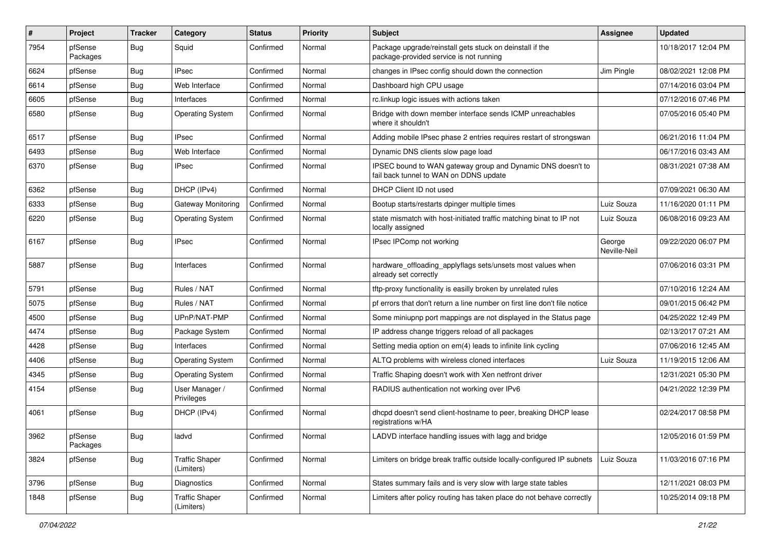| # | Project | Tracker | Category | Status | Priority | Subject | Assignee | Updated |
|---|---|---|---|---|---|---|---|---|
| 7954 | pfSense Packages | Bug | Squid | Confirmed | Normal | Package upgrade/reinstall gets stuck on deinstall if the package-provided service is not running | | 10/18/2017 12:04 PM |
| 6624 | pfSense | Bug | IPsec | Confirmed | Normal | changes in IPsec config should down the connection | Jim Pingle | 08/02/2021 12:08 PM |
| 6614 | pfSense | Bug | Web Interface | Confirmed | Normal | Dashboard high CPU usage | | 07/14/2016 03:04 PM |
| 6605 | pfSense | Bug | Interfaces | Confirmed | Normal | rc.linkup logic issues with actions taken | | 07/12/2016 07:46 PM |
| 6580 | pfSense | Bug | Operating System | Confirmed | Normal | Bridge with down member interface sends ICMP unreachables where it shouldn't | | 07/05/2016 05:40 PM |
| 6517 | pfSense | Bug | IPsec | Confirmed | Normal | Adding mobile IPsec phase 2 entries requires restart of strongswan | | 06/21/2016 11:04 PM |
| 6493 | pfSense | Bug | Web Interface | Confirmed | Normal | Dynamic DNS clients slow page load | | 06/17/2016 03:43 AM |
| 6370 | pfSense | Bug | IPsec | Confirmed | Normal | IPSEC bound to WAN gateway group and Dynamic DNS doesn't to fail back tunnel to WAN on DDNS update | | 08/31/2021 07:38 AM |
| 6362 | pfSense | Bug | DHCP (IPv4) | Confirmed | Normal | DHCP Client ID not used | | 07/09/2021 06:30 AM |
| 6333 | pfSense | Bug | Gateway Monitoring | Confirmed | Normal | Bootup starts/restarts dpinger multiple times | Luiz Souza | 11/16/2020 01:11 PM |
| 6220 | pfSense | Bug | Operating System | Confirmed | Normal | state mismatch with host-initiated traffic matching binat to IP not locally assigned | Luiz Souza | 06/08/2016 09:23 AM |
| 6167 | pfSense | Bug | IPsec | Confirmed | Normal | IPsec IPComp not working | George Neville-Neil | 09/22/2020 06:07 PM |
| 5887 | pfSense | Bug | Interfaces | Confirmed | Normal | hardware_offloading_applyflags sets/unsets most values when already set correctly | | 07/06/2016 03:31 PM |
| 5791 | pfSense | Bug | Rules / NAT | Confirmed | Normal | tftp-proxy functionality is easilly broken by unrelated rules | | 07/10/2016 12:24 AM |
| 5075 | pfSense | Bug | Rules / NAT | Confirmed | Normal | pf errors that don't return a line number on first line don't file notice | | 09/01/2015 06:42 PM |
| 4500 | pfSense | Bug | UPnP/NAT-PMP | Confirmed | Normal | Some miniupnp port mappings are not displayed in the Status page | | 04/25/2022 12:49 PM |
| 4474 | pfSense | Bug | Package System | Confirmed | Normal | IP address change triggers reload of all packages | | 02/13/2017 07:21 AM |
| 4428 | pfSense | Bug | Interfaces | Confirmed | Normal | Setting media option on em(4) leads to infinite link cycling | | 07/06/2016 12:45 AM |
| 4406 | pfSense | Bug | Operating System | Confirmed | Normal | ALTQ problems with wireless cloned interfaces | Luiz Souza | 11/19/2015 12:06 AM |
| 4345 | pfSense | Bug | Operating System | Confirmed | Normal | Traffic Shaping doesn't work with Xen netfront driver | | 12/31/2021 05:30 PM |
| 4154 | pfSense | Bug | User Manager / Privileges | Confirmed | Normal | RADIUS authentication not working over IPv6 | | 04/21/2022 12:39 PM |
| 4061 | pfSense | Bug | DHCP (IPv4) | Confirmed | Normal | dhcpd doesn't send client-hostname to peer, breaking DHCP lease registrations w/HA | | 02/24/2017 08:58 PM |
| 3962 | pfSense Packages | Bug | ladvd | Confirmed | Normal | LADVD interface handling issues with lagg and bridge | | 12/05/2016 01:59 PM |
| 3824 | pfSense | Bug | Traffic Shaper (Limiters) | Confirmed | Normal | Limiters on bridge break traffic outside locally-configured IP subnets | Luiz Souza | 11/03/2016 07:16 PM |
| 3796 | pfSense | Bug | Diagnostics | Confirmed | Normal | States summary fails and is very slow with large state tables | | 12/11/2021 08:03 PM |
| 1848 | pfSense | Bug | Traffic Shaper (Limiters) | Confirmed | Normal | Limiters after policy routing has taken place do not behave correctly | | 10/25/2014 09:18 PM |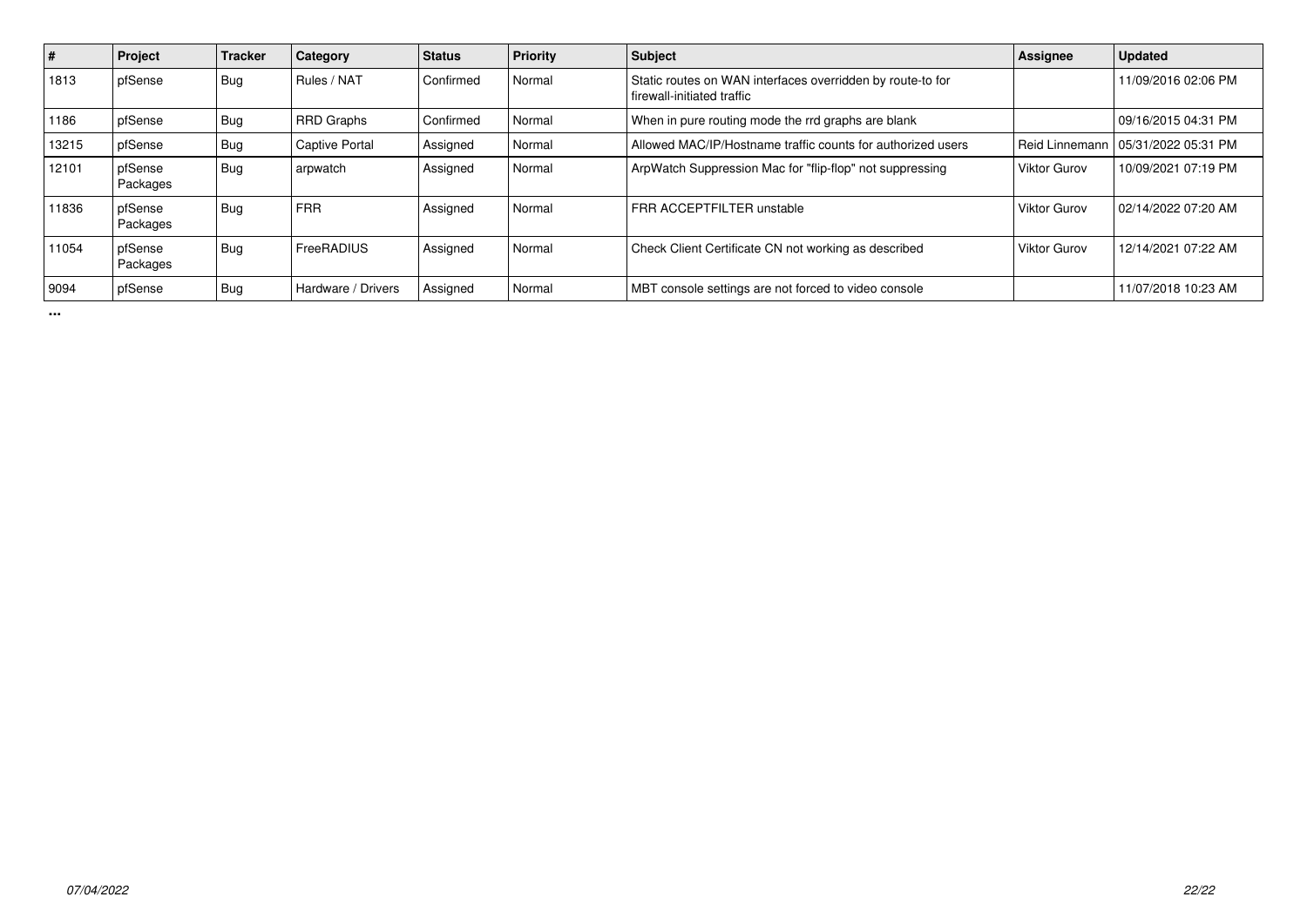| # | Project | Tracker | Category | Status | Priority | Subject | Assignee | Updated |
|---|---|---|---|---|---|---|---|---|
| 1813 | pfSense | Bug | Rules / NAT | Confirmed | Normal | Static routes on WAN interfaces overridden by route-to for firewall-initiated traffic | | 11/09/2016 02:06 PM |
| 1186 | pfSense | Bug | RRD Graphs | Confirmed | Normal | When in pure routing mode the rrd graphs are blank | | 09/16/2015 04:31 PM |
| 13215 | pfSense | Bug | Captive Portal | Assigned | Normal | Allowed MAC/IP/Hostname traffic counts for authorized users | Reid Linnemann | 05/31/2022 05:31 PM |
| 12101 | pfSense Packages | Bug | arpwatch | Assigned | Normal | ArpWatch Suppression Mac for "flip-flop" not suppressing | Viktor Gurov | 10/09/2021 07:19 PM |
| 11836 | pfSense Packages | Bug | FRR | Assigned | Normal | FRR ACCEPTFILTER unstable | Viktor Gurov | 02/14/2022 07:20 AM |
| 11054 | pfSense Packages | Bug | FreeRADIUS | Assigned | Normal | Check Client Certificate CN not working as described | Viktor Gurov | 12/14/2021 07:22 AM |
| 9094 | pfSense | Bug | Hardware / Drivers | Assigned | Normal | MBT console settings are not forced to video console | | 11/07/2018 10:23 AM |

...